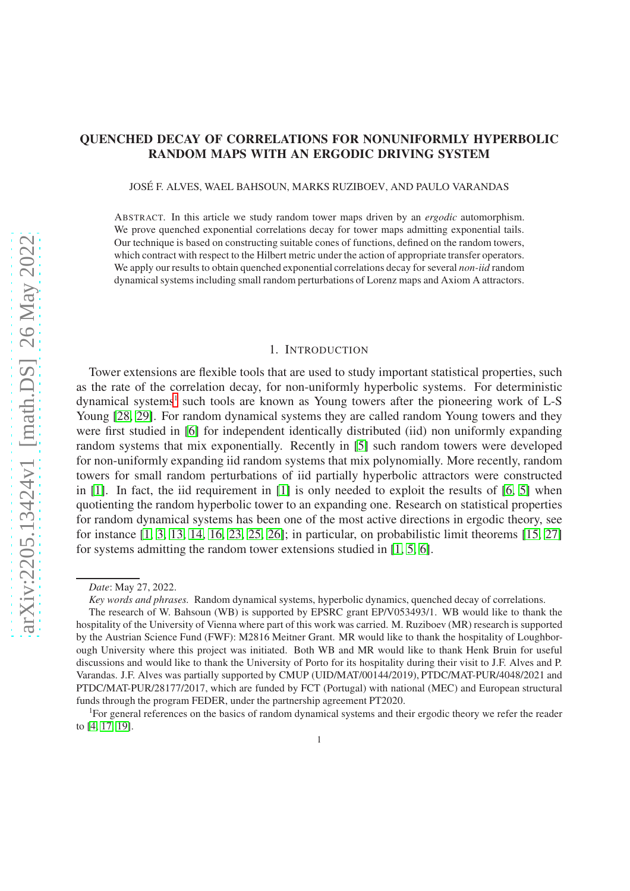# QUENCHED DECAY OF CORRELATIONS FOR NONUNIFORMLY HYPERBOLIC RANDOM MAPS WITH AN ERGODIC DRIVING SYSTEM

JOSÉ F. ALVES, WAEL BAHSOUN, MARKS RUZIBOEV, AND PAULO VARANDAS

ABSTRACT. In this article we study random tower maps driven by an *ergodic* automorphism. We prove quenched exponential correlations decay for tower maps admitting exponential tails. Our technique is based on constructing suitable cones of functions, defined on the random towers, which contract with respect to the Hilbert metric under the action of appropriate transfer operators. We apply our results to obtain quenched exponential correlations decay for several *non-iid* random dynamical systems including small random perturbations of Lorenz maps and Axiom A attractors.

## 1. INTRODUCTION

Tower extensions are flexible tools that are used to study important statistical properties, such as the rate of the correlation decay, for non-uniformly hyperbolic systems. For deterministic dynamical systems[1] such tools are known as Young towers after the pioneering work of L-S Young [28, 29]. For random dynamical systems they are called random Young towers and they were first studied in [6] for independent identically distributed (iid) non uniformly expanding random systems that mix exponentially. Recently in [5] such random towers were developed for non-uniformly expanding iid random systems that mix polynomially. More recently, random towers for small random perturbations of iid partially hyperbolic attractors were constructed in [1]. In fact, the iid requirement in [1] is only needed to exploit the results of [6, 5] when quotienting the random hyperbolic tower to an expanding one. Research on statistical properties for random dynamical systems has been one of the most active directions in ergodic theory, see for instance [1, 3, 13, 14, 16, 23, 25, 26]; in particular, on probabilistic limit theorems [15, 27] for systems admitting the random tower extensions studied in [1, 5, 6].

*Date*: May 27, 2022.

*Key words and phrases.* Random dynamical systems, hyperbolic dynamics, quenched decay of correlations.

The research of W. Bahsoun (WB) is supported by EPSRC grant EP/V053493/1. WB would like to thank the hospitality of the University of Vienna where part of this work was carried. M. Ruziboev (MR) research is supported by the Austrian Science Fund (FWF): M2816 Meitner Grant. MR would like to thank the hospitality of Loughborough University where this project was initiated. Both WB and MR would like to thank Henk Bruin for useful discussions and would like to thank the University of Porto for its hospitality during their visit to J.F. Alves and P. Varandas. J.F. Alves was partially supported by CMUP (UID/MAT/00144/2019), PTDC/MAT-PUR/4048/2021 and PTDC/MAT-PUR/28177/2017, which are funded by FCT (Portugal) with national (MEC) and European structural funds through the program FEDER, under the partnership agreement PT2020.

[1]For general references on the basics of random dynamical systems and their ergodic theory we refer the reader to [4, 17, 19].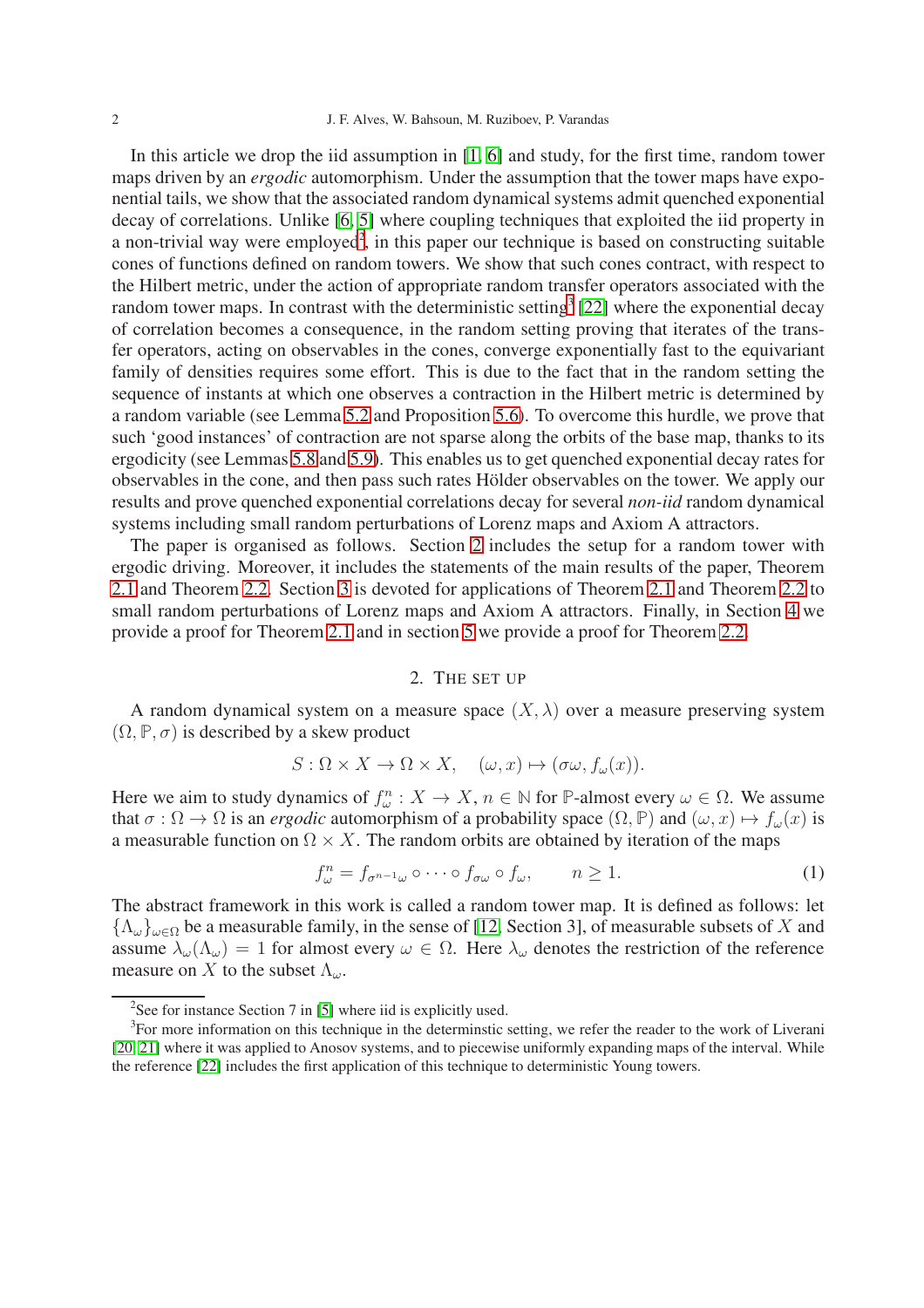In this article we drop the iid assumption in [1, 6] and study, for the first time, random tower maps driven by an *ergodic* automorphism. Under the assumption that the tower maps have exponential tails, we show that the associated random dynamical systems admit quenched exponential decay of correlations. Unlike [6, 5] where coupling techniques that exploited the iid property in a non-trivial way were employed[2], in this paper our technique is based on constructing suitable cones of functions defined on random towers. We show that such cones contract, with respect to the Hilbert metric, under the action of appropriate random transfer operators associated with the random tower maps. In contrast with the deterministic setting[3] [22] where the exponential decay of correlation becomes a consequence, in the random setting proving that iterates of the transfer operators, acting on observables in the cones, converge exponentially fast to the equivariant family of densities requires some effort. This is due to the fact that in the random setting the sequence of instants at which one observes a contraction in the Hilbert metric is determined by a random variable (see Lemma 5.2 and Proposition 5.6). To overcome this hurdle, we prove that such 'good instances' of contraction are not sparse along the orbits of the base map, thanks to its ergodicity (see Lemmas 5.8 and 5.9). This enables us to get quenched exponential decay rates for observables in the cone, and then pass such rates Hölder observables on the tower. We apply our results and prove quenched exponential correlations decay for several *non-iid* random dynamical systems including small random perturbations of Lorenz maps and Axiom A attractors.

The paper is organised as follows. Section 2 includes the setup for a random tower with ergodic driving. Moreover, it includes the statements of the main results of the paper, Theorem 2.1 and Theorem 2.2. Section 3 is devoted for applications of Theorem 2.1 and Theorem 2.2 to small random perturbations of Lorenz maps and Axiom A attractors. Finally, in Section 4 we provide a proof for Theorem 2.1 and in section 5 we provide a proof for Theorem 2.2.

## 2. The set up

A random dynamical system on a measure space $(X, \lambda)$ over a measure preserving system $(\Omega, \mathbb{P}, \sigma)$ is described by a skew product

$$S : \Omega \times X \to \Omega \times X, \quad (\omega, x) \mapsto (\sigma\omega, f_\omega(x)).$$

Here we aim to study dynamics of $f_\omega^n : X \to X$, $n \in \mathbb{N}$ for $\mathbb{P}$-almost every $\omega \in \Omega$. We assume that $\sigma : \Omega \to \Omega$ is an *ergodic* automorphism of a probability space $(\Omega, \mathbb{P})$ and $(\omega, x) \mapsto f_\omega(x)$ is a measurable function on $\Omega \times X$. The random orbits are obtained by iteration of the maps

$$f_\omega^n = f_{\sigma^{n-1}\omega} \circ \cdots \circ f_{\sigma\omega} \circ f_\omega, \qquad n \geq 1. \tag{1}$$

The abstract framework in this work is called a random tower map. It is defined as follows: let $\{\Lambda_\omega\}_{\omega \in \Omega}$ be a measurable family, in the sense of [12, Section 3], of measurable subsets of $X$ and assume $\lambda_\omega(\Lambda_\omega) = 1$ for almost every $\omega \in \Omega$. Here $\lambda_\omega$ denotes the restriction of the reference measure on $X$ to the subset $\Lambda_\omega$.

[2] See for instance Section 7 in [5] where iid is explicitly used.

[3] For more information on this technique in the determinstic setting, we refer the reader to the work of Liverani [20, 21] where it was applied to Anosov systems, and to piecewise uniformly expanding maps of the interval. While the reference [22] includes the first application of this technique to deterministic Young towers.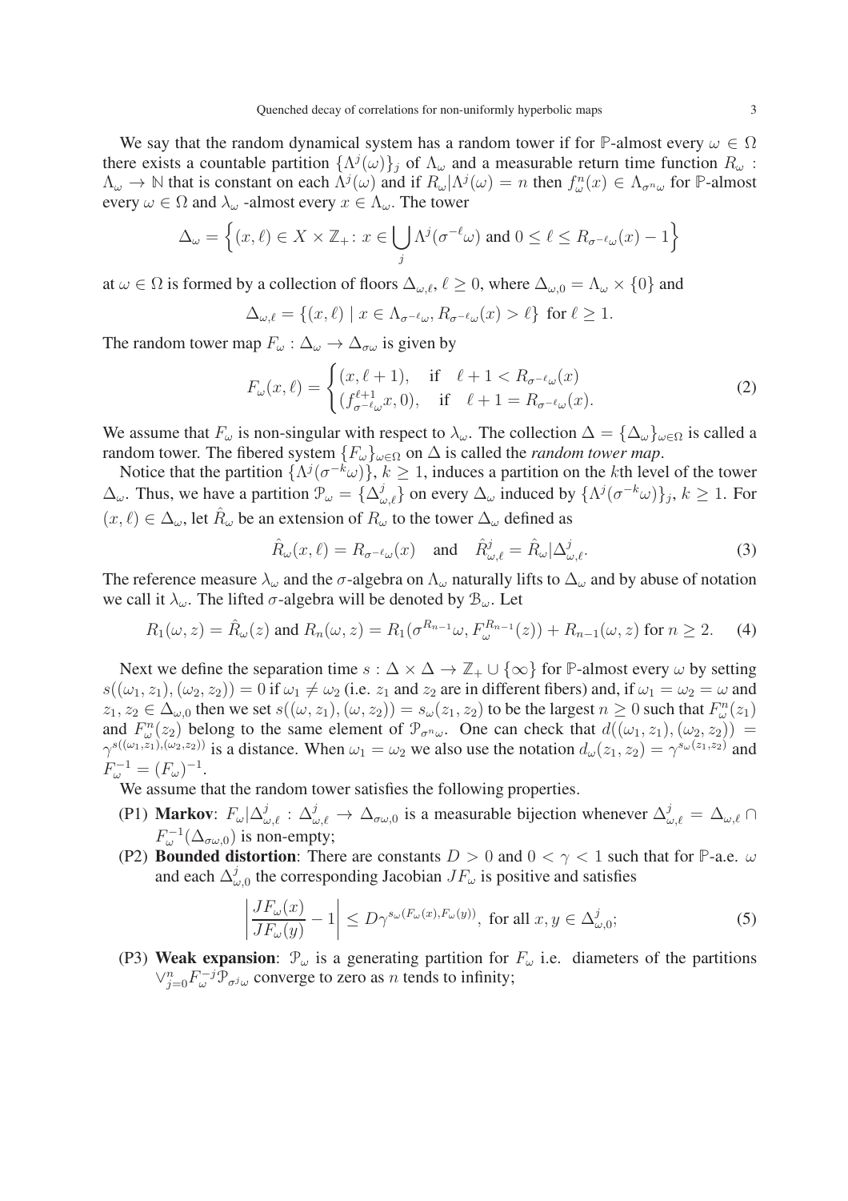We say that the random dynamical system has a random tower if for $\mathbb{P}$-almost every $\omega \in \Omega$ there exists a countable partition $\{\Lambda^j(\omega)\}_j$ of $\Lambda_\omega$ and a measurable return time function $R_\omega : \Lambda_\omega \to \mathbb{N}$ that is constant on each $\Lambda^j(\omega)$ and if $R_\omega|\Lambda^j(\omega) = n$ then $f^n_\omega(x) \in \Lambda_{\sigma^n\omega}$ for $\mathbb{P}$-almost every $\omega \in \Omega$ and $\lambda_\omega$ -almost every $x \in \Lambda_\omega$. The tower

$$\Delta_\omega = \Big\{(x,\ell) \in X \times \mathbb{Z}_+ \colon x \in \bigcup_j \Lambda^j(\sigma^{-\ell}\omega) \text{ and } 0 \le \ell \le R_{\sigma^{-\ell}\omega}(x) - 1\Big\}$$

at $\omega \in \Omega$ is formed by a collection of floors $\Delta_{\omega,\ell}$, $\ell \ge 0$, where $\Delta_{\omega,0} = \Lambda_\omega \times \{0\}$ and

$$\Delta_{\omega,\ell} = \{(x,\ell) \mid x \in \Lambda_{\sigma^{-\ell}\omega}, R_{\sigma^{-\ell}\omega}(x) > \ell\} \text{ for } \ell \ge 1.$$

The random tower map $F_\omega : \Delta_\omega \to \Delta_{\sigma\omega}$ is given by

$$F_\omega(x,\ell) = \begin{cases} (x, \ell+1), & \text{if} \quad \ell + 1 < R_{\sigma^{-\ell}\omega}(x) \\ (f^{\ell+1}_{\sigma^{-\ell}\omega} x, 0), & \text{if} \quad \ell + 1 = R_{\sigma^{-\ell}\omega}(x). \end{cases} \tag{2}$$

We assume that $F_\omega$ is non-singular with respect to $\lambda_\omega$. The collection $\Delta = \{\Delta_\omega\}_{\omega\in\Omega}$ is called a random tower. The fibered system $\{F_\omega\}_{\omega\in\Omega}$ on $\Delta$ is called the *random tower map*.

Notice that the partition $\{\Lambda^j(\sigma^{-k}\omega)\}$, $k \ge 1$, induces a partition on the $k$th level of the tower $\Delta_\omega$. Thus, we have a partition $\mathcal{P}_\omega = \{\Delta^j_{\omega,\ell}\}$ on every $\Delta_\omega$ induced by $\{\Lambda^j(\sigma^{-k}\omega)\}_j$, $k \ge 1$. For $(x,\ell) \in \Delta_\omega$, let $\hat{R}_\omega$ be an extension of $R_\omega$ to the tower $\Delta_\omega$ defined as

$$\hat{R}_\omega(x,\ell) = R_{\sigma^{-\ell}\omega}(x) \quad \text{and} \quad \hat{R}^j_{\omega,\ell} = \hat{R}_\omega|\Delta^j_{\omega,\ell}. \tag{3}$$

The reference measure $\lambda_\omega$ and the $\sigma$-algebra on $\Lambda_\omega$ naturally lifts to $\Delta_\omega$ and by abuse of notation we call it $\lambda_\omega$. The lifted $\sigma$-algebra will be denoted by $\mathcal{B}_\omega$. Let

$$R_1(\omega,z) = \hat{R}_\omega(z) \text{ and } R_n(\omega,z) = R_1(\sigma^{R_{n-1}}\omega, F^{R_{n-1}}_\omega(z)) + R_{n-1}(\omega,z) \text{ for } n \ge 2. \tag{4}$$

Next we define the separation time $s : \Delta \times \Delta \to \mathbb{Z}_+ \cup \{\infty\}$ for $\mathbb{P}$-almost every $\omega$ by setting $s((\omega_1,z_1),(\omega_2,z_2)) = 0$ if $\omega_1 \ne \omega_2$ (i.e. $z_1$ and $z_2$ are in different fibers) and, if $\omega_1 = \omega_2 = \omega$ and $z_1, z_2 \in \Delta_{\omega,0}$ then we set $s((\omega,z_1),(\omega,z_2)) = s_\omega(z_1,z_2)$ to be the largest $n \ge 0$ such that $F^n_\omega(z_1)$ and $F^n_\omega(z_2)$ belong to the same element of $\mathcal{P}_{\sigma^n\omega}$. One can check that $d((\omega_1,z_1),(\omega_2,z_2)) = \gamma^{s((\omega_1,z_1),(\omega_2,z_2))}$ is a distance. When $\omega_1 = \omega_2$ we also use the notation $d_\omega(z_1,z_2) = \gamma^{s_\omega(z_1,z_2)}$ and $F^{-1}_\omega = (F_\omega)^{-1}$.

We assume that the random tower satisfies the following properties.

(P1) **Markov**: $F_\omega|\Delta^j_{\omega,\ell} : \Delta^j_{\omega,\ell} \to \Delta_{\sigma\omega,0}$ is a measurable bijection whenever $\Delta^j_{\omega,\ell} = \Delta_{\omega,\ell} \cap F^{-1}_\omega(\Delta_{\sigma\omega,0})$ is non-empty;

(P2) **Bounded distortion**: There are constants $D > 0$ and $0 < \gamma < 1$ such that for $\mathbb{P}$-a.e. $\omega$ and each $\Delta^j_{\omega,0}$ the corresponding Jacobian $JF_\omega$ is positive and satisfies

$$\left|\frac{JF_\omega(x)}{JF_\omega(y)} - 1\right| \le D\gamma^{s_\omega(F_\omega(x),F_\omega(y))}, \text{ for all } x, y \in \Delta^j_{\omega,0}; \tag{5}$$

(P3) **Weak expansion**: $\mathcal{P}_\omega$ is a generating partition for $F_\omega$ i.e. diameters of the partitions $\vee^n_{j=0} F^{-j}_\omega \mathcal{P}_{\sigma^j\omega}$ converge to zero as $n$ tends to infinity;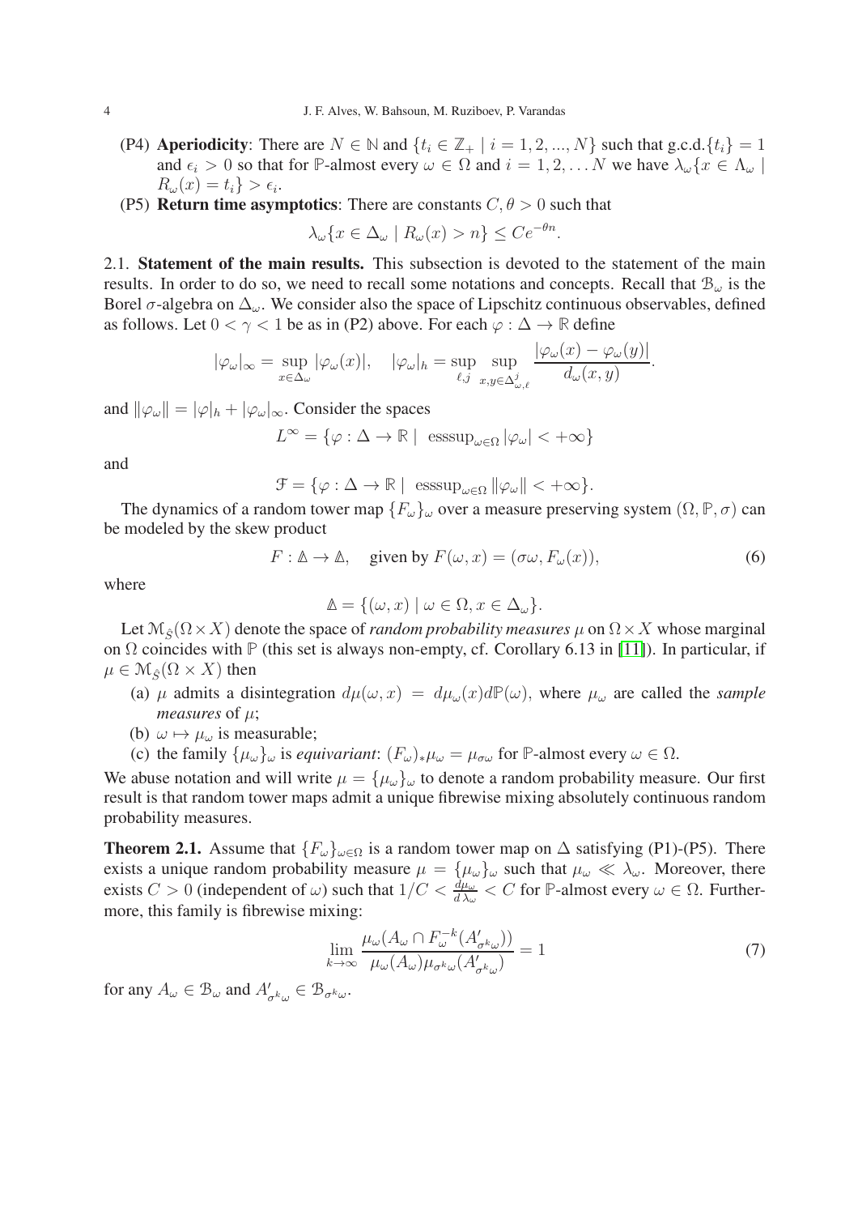- (P4) **Aperiodicity**: There are $N \in \mathbb{N}$ and $\{t_i \in \mathbb{Z}_+ \mid i = 1, 2, ..., N\}$ such that g.c.d.$\{t_i\} = 1$ and $\epsilon_i > 0$ so that for $\mathbb{P}$-almost every $\omega \in \Omega$ and $i = 1, 2, \ldots N$ we have $\lambda_\omega\{x \in \Lambda_\omega \mid R_\omega(x) = t_i\} > \epsilon_i$.
- (P5) **Return time asymptotics**: There are constants $C, \theta > 0$ such that

$$\lambda_\omega\{x \in \Delta_\omega \mid R_\omega(x) > n\} \leq Ce^{-\theta n}.$$

2.1. **Statement of the main results.** This subsection is devoted to the statement of the main results. In order to do so, we need to recall some notations and concepts. Recall that $\mathcal{B}_\omega$ is the Borel $\sigma$-algebra on $\Delta_\omega$. We consider also the space of Lipschitz continuous observables, defined as follows. Let $0 < \gamma < 1$ be as in (P2) above. For each $\varphi : \Delta \to \mathbb{R}$ define

$$|\varphi_\omega|_\infty = \sup_{x \in \Delta_\omega} |\varphi_\omega(x)|, \quad |\varphi_\omega|_h = \sup_{\ell, j} \sup_{x,y \in \Delta^j_{\omega,\ell}} \frac{|\varphi_\omega(x) - \varphi_\omega(y)|}{d_\omega(x,y)}.$$

and $\|\varphi_\omega\| = |\varphi|_h + |\varphi_\omega|_\infty$. Consider the spaces

$$L^\infty = \{\varphi : \Delta \to \mathbb{R} \mid \ \operatorname{esssup}_{\omega \in \Omega} |\varphi_\omega| < +\infty\}$$

and

$$\mathcal{F} = \{\varphi : \Delta \to \mathbb{R} \mid \ \operatorname{esssup}_{\omega \in \Omega} \|\varphi_\omega\| < +\infty\}.$$

The dynamics of a random tower map $\{F_\omega\}_\omega$ over a measure preserving system $(\Omega, \mathbb{P}, \sigma)$ can be modeled by the skew product

$$F : \mathbb{\Delta} \to \mathbb{\Delta}, \quad \text{given by } F(\omega, x) = (\sigma\omega, F_\omega(x)), \tag{6}$$

where

$$\mathbb{\Delta} = \{(\omega, x) \mid \omega \in \Omega, x \in \Delta_\omega\}.$$

Let $\mathcal{M}_{\mathcal{S}}(\Omega \times X)$ denote the space of *random probability measures* $\mu$ on $\Omega \times X$ whose marginal on $\Omega$ coincides with $\mathbb{P}$ (this set is always non-empty, cf. Corollary 6.13 in [11]). In particular, if $\mu \in \mathcal{M}_{\mathcal{S}}(\Omega \times X)$ then

- (a) $\mu$ admits a disintegration $d\mu(\omega, x) = d\mu_\omega(x)d\mathbb{P}(\omega)$, where $\mu_\omega$ are called the *sample measures* of $\mu$;
- (b) $\omega \mapsto \mu_\omega$ is measurable;
- (c) the family $\{\mu_\omega\}_\omega$ is *equivariant*: $(F_\omega)_*\mu_\omega = \mu_{\sigma\omega}$ for $\mathbb{P}$-almost every $\omega \in \Omega$.

We abuse notation and will write $\mu = \{\mu_\omega\}_\omega$ to denote a random probability measure. Our first result is that random tower maps admit a unique fibrewise mixing absolutely continuous random probability measures.

**Theorem 2.1.** Assume that $\{F_\omega\}_{\omega \in \Omega}$ is a random tower map on $\Delta$ satisfying (P1)-(P5). There exists a unique random probability measure $\mu = \{\mu_\omega\}_\omega$ such that $\mu_\omega \ll \lambda_\omega$. Moreover, there exists $C > 0$ (independent of $\omega$) such that $1/C < \frac{d\mu_\omega}{d\lambda_\omega} < C$ for $\mathbb{P}$-almost every $\omega \in \Omega$. Furthermore, this family is fibrewise mixing:

$$\lim_{k \to \infty} \frac{\mu_\omega(A_\omega \cap F_\omega^{-k}(A'_{\sigma^k\omega}))}{\mu_\omega(A_\omega)\mu_{\sigma^k\omega}(A'_{\sigma^k\omega})} = 1 \tag{7}$$

for any $A_\omega \in \mathcal{B}_\omega$ and $A'_{\sigma^k\omega} \in \mathcal{B}_{\sigma^k\omega}$.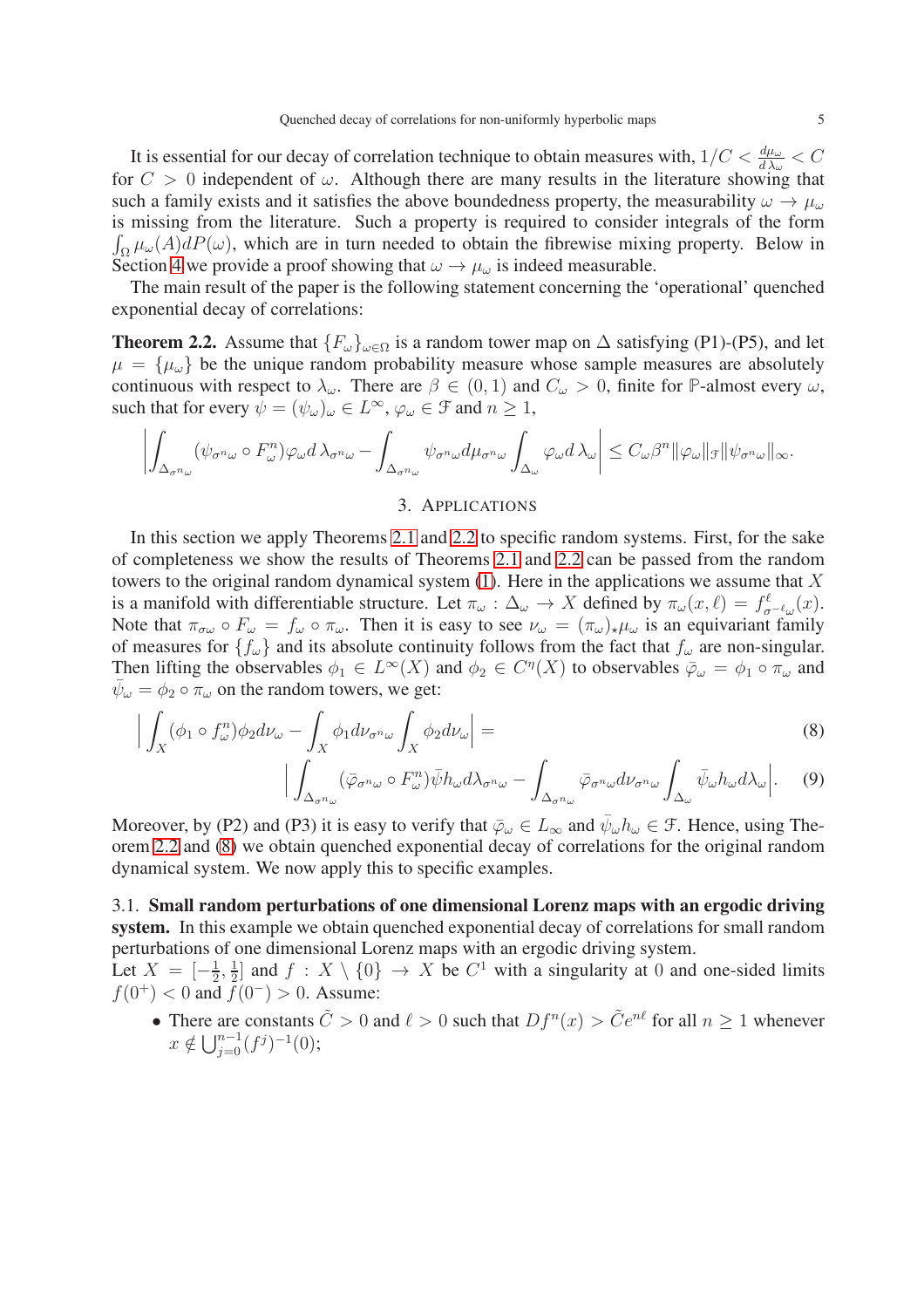It is essential for our decay of correlation technique to obtain measures with, $1/C < \frac{d\mu_\omega}{d\lambda_\omega} < C$ for $C > 0$ independent of $\omega$. Although there are many results in the literature showing that such a family exists and it satisfies the above boundedness property, the measurability $\omega \to \mu_\omega$ is missing from the literature. Such a property is required to consider integrals of the form $\int_\Omega \mu_\omega(A) dP(\omega)$, which are in turn needed to obtain the fibrewise mixing property. Below in Section 4 we provide a proof showing that $\omega \to \mu_\omega$ is indeed measurable.

The main result of the paper is the following statement concerning the 'operational' quenched exponential decay of correlations:

**Theorem 2.2.** Assume that $\{F_\omega\}_{\omega\in\Omega}$ is a random tower map on $\Delta$ satisfying (P1)-(P5), and let $\mu = \{\mu_\omega\}$ be the unique random probability measure whose sample measures are absolutely continuous with respect to $\lambda_\omega$. There are $\beta \in (0,1)$ and $C_\omega > 0$, finite for $\mathbb{P}$-almost every $\omega$, such that for every $\psi = (\psi_\omega)_\omega \in L^\infty$, $\varphi_\omega \in \mathcal{F}$ and $n \geq 1$,

$$\left| \int_{\Delta_{\sigma^n\omega}} (\psi_{\sigma^n\omega} \circ F^n_\omega)\varphi_\omega d\,\lambda_{\sigma^n\omega} - \int_{\Delta_{\sigma^n\omega}} \psi_{\sigma^n\omega} d\mu_{\sigma^n\omega} \int_{\Delta_\omega} \varphi_\omega d\,\lambda_\omega \right| \leq C_\omega \beta^n \|\varphi_\omega\|_{\mathcal{F}} \|\psi_{\sigma^n\omega}\|_\infty.$$

## 3. Applications

In this section we apply Theorems 2.1 and 2.2 to specific random systems. First, for the sake of completeness we show the results of Theorems 2.1 and 2.2 can be passed from the random towers to the original random dynamical system (1). Here in the applications we assume that $X$ is a manifold with differentiable structure. Let $\pi_\omega : \Delta_\omega \to X$ defined by $\pi_\omega(x,\ell) = f^\ell_{\sigma^{-\ell}\omega}(x)$. Note that $\pi_{\sigma\omega} \circ F_\omega = f_\omega \circ \pi_\omega$. Then it is easy to see $\nu_\omega = (\pi_\omega)_\star \mu_\omega$ is an equivariant family of measures for $\{f_\omega\}$ and its absolute continuity follows from the fact that $f_\omega$ are non-singular. Then lifting the observables $\phi_1 \in L^\infty(X)$ and $\phi_2 \in C^\eta(X)$ to observables $\bar{\varphi}_\omega = \phi_1 \circ \pi_\omega$ and $\bar{\psi}_\omega = \phi_2 \circ \pi_\omega$ on the random towers, we get:

$$\Big| \int_X (\phi_1 \circ f^n_\omega)\phi_2 d\nu_\omega - \int_X \phi_1 d\nu_{\sigma^n\omega} \int_X \phi_2 d\nu_\omega \Big| = \tag{8}$$

$$\Big| \int_{\Delta_{\sigma^n\omega}} (\bar{\varphi}_{\sigma^n\omega} \circ F^n_\omega)\bar{\psi} h_\omega d\lambda_{\sigma^n\omega} - \int_{\Delta_{\sigma^n\omega}} \bar{\varphi}_{\sigma^n\omega} d\nu_{\sigma^n\omega} \int_{\Delta_\omega} \bar{\psi}_\omega h_\omega d\lambda_\omega \Big|. \tag{9}$$

Moreover, by (P2) and (P3) it is easy to verify that $\bar{\varphi}_\omega \in L_\infty$ and $\bar{\psi}_\omega h_\omega \in \mathcal{F}$. Hence, using Theorem 2.2 and (8) we obtain quenched exponential decay of correlations for the original random dynamical system. We now apply this to specific examples.

### 3.1. Small random perturbations of one dimensional Lorenz maps with an ergodic driving system.

In this example we obtain quenched exponential decay of correlations for small random perturbations of one dimensional Lorenz maps with an ergodic driving system.

Let $X = [-\frac{1}{2}, \frac{1}{2}]$ and $f : X \setminus \{0\} \to X$ be $C^1$ with a singularity at $0$ and one-sided limits $f(0^+) < 0$ and $f(0^-) > 0$. Assume:

- There are constants $\tilde{C} > 0$ and $\ell > 0$ such that $Df^n(x) > \tilde{C}e^{n\ell}$ for all $n \geq 1$ whenever $x \notin \bigcup_{j=0}^{n-1}(f^j)^{-1}(0)$;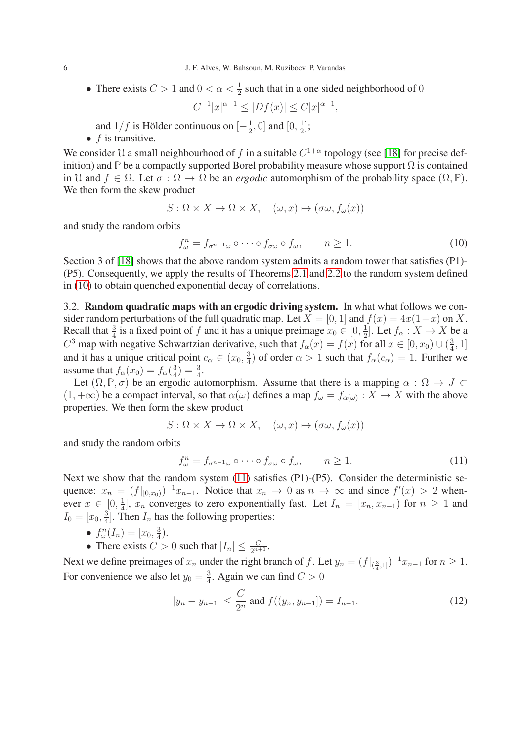- There exists $C > 1$ and $0 < \alpha < \frac{1}{2}$ such that in a one sided neighborhood of 0

$$C^{-1}|x|^{\alpha-1} \le |Df(x)| \le C|x|^{\alpha-1},$$

  and $1/f$ is Hölder continuous on $[-\frac{1}{2}, 0]$ and $[0, \frac{1}{2}]$;
- $f$ is transitive.

We consider $\mathcal{U}$ a small neighbourhood of $f$ in a suitable $C^{1+\alpha}$ topology (see [18] for precise definition) and $\mathbb{P}$ be a compactly supported Borel probability measure whose support $\Omega$ is contained in $\mathcal{U}$ and $f \in \Omega$. Let $\sigma : \Omega \to \Omega$ be an *ergodic* automorphism of the probability space $(\Omega, \mathbb{P})$. We then form the skew product

$$S : \Omega \times X \to \Omega \times X, \quad (\omega, x) \mapsto (\sigma\omega, f_\omega(x))$$

and study the random orbits

$$f^n_\omega = f_{\sigma^{n-1}\omega} \circ \cdots \circ f_{\sigma\omega} \circ f_\omega, \qquad n \ge 1. \tag{10}$$

Section 3 of [18] shows that the above random system admits a random tower that satisfies (P1)-(P5). Consequently, we apply the results of Theorems 2.1 and 2.2 to the random system defined in (10) to obtain quenched exponential decay of correlations.

3.2. **Random quadratic maps with an ergodic driving system.** In what what follows we consider random perturbations of the full quadratic map. Let $X = [0, 1]$ and $f(x) = 4x(1-x)$ on $X$. Recall that $\frac{3}{4}$ is a fixed point of $f$ and it has a unique preimage $x_0 \in [0, \frac{1}{2}]$. Let $f_\alpha : X \to X$ be a $C^3$ map with negative Schwartzian derivative, such that $f_\alpha(x) = f(x)$ for all $x \in [0, x_0) \cup (\frac{3}{4}, 1]$ and it has a unique critical point $c_\alpha \in (x_0, \frac{3}{4})$ of order $\alpha > 1$ such that $f_\alpha(c_\alpha) = 1$. Further we assume that $f_\alpha(x_0) = f_\alpha(\frac{3}{4}) = \frac{3}{4}$.

Let $(\Omega, \mathbb{P}, \sigma)$ be an ergodic automorphism. Assume that there is a mapping $\alpha : \Omega \to J \subset (1, +\infty)$ be a compact interval, so that $\alpha(\omega)$ defines a map $f_\omega = f_{\alpha(\omega)} : X \to X$ with the above properties. We then form the skew product

$$S : \Omega \times X \to \Omega \times X, \quad (\omega, x) \mapsto (\sigma\omega, f_\omega(x))$$

and study the random orbits

$$f^n_\omega = f_{\sigma^{n-1}\omega} \circ \cdots \circ f_{\sigma\omega} \circ f_\omega, \qquad n \ge 1. \tag{11}$$

Next we show that the random system (11) satisfies (P1)-(P5). Consider the deterministic sequence: $x_n = (f|_{[0,x_0)})^{-1} x_{n-1}$. Notice that $x_n \to 0$ as $n \to \infty$ and since $f'(x) > 2$ whenever $x \in [0, \frac{1}{4}]$, $x_n$ converges to zero exponentially fast. Let $I_n = [x_n, x_{n-1})$ for $n \ge 1$ and $I_0 = [x_0, \frac{3}{4}]$. Then $I_n$ has the following properties:

- $f^n_\omega(I_n) = [x_0, \frac{3}{4})$.
- There exists $C > 0$ such that $|I_n| \le \frac{C}{2^{n+1}}$.

Next we define preimages of $x_n$ under the right branch of $f$. Let $y_n = (f|_{(\frac{3}{4},1]})^{-1} x_{n-1}$ for $n \ge 1$. For convenience we also let $y_0 = \frac{3}{4}$. Again we can find $C > 0$

$$|y_n - y_{n-1}| \le \frac{C}{2^n} \text{ and } f((y_n, y_{n-1}]) = I_{n-1}. \tag{12}$$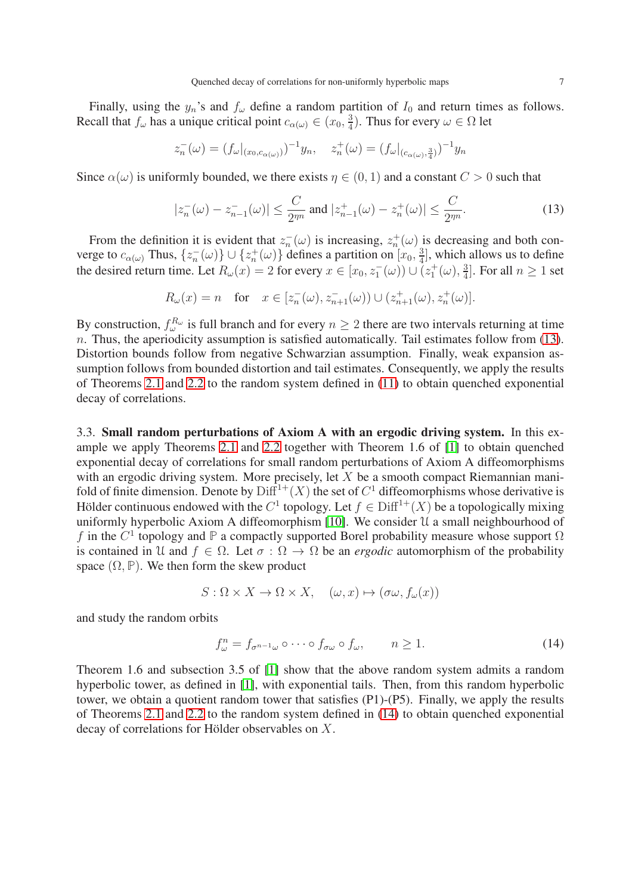Finally, using the $y_n$'s and $f_\omega$ define a random partition of $I_0$ and return times as follows. Recall that $f_\omega$ has a unique critical point $c_{\alpha(\omega)} \in (x_0, \frac{3}{4})$. Thus for every $\omega \in \Omega$ let

$$z_n^-(\omega) = (f_\omega|_{(x_0, c_{\alpha(\omega)})})^{-1} y_n, \quad z_n^+(\omega) = (f_\omega|_{(c_{\alpha(\omega)}, \frac{3}{4})})^{-1} y_n$$

Since $\alpha(\omega)$ is uniformly bounded, we there exists $\eta \in (0,1)$ and a constant $C > 0$ such that

$$|z_n^-(\omega) - z_{n-1}^-(\omega)| \leq \frac{C}{2^{\eta n}} \text{ and } |z_{n-1}^+(\omega) - z_n^+(\omega)| \leq \frac{C}{2^{\eta n}}. \tag{13}$$

From the definition it is evident that $z_n^-(\omega)$ is increasing, $z_n^+(\omega)$ is decreasing and both converge to $c_{\alpha(\omega)}$ Thus, $\{z_n^-(\omega)\} \cup \{z_n^+(\omega)\}$ defines a partition on $[x_0, \frac{3}{4}]$, which allows us to define the desired return time. Let $R_\omega(x) = 2$ for every $x \in [x_0, z_1^-(\omega)) \cup (z_1^+(\omega), \frac{3}{4}]$. For all $n \geq 1$ set

$$R_\omega(x) = n \quad \text{for} \quad x \in [z_n^-(\omega), z_{n+1}^-(\omega)) \cup (z_{n+1}^+(\omega), z_n^+(\omega)].$$

By construction, $f_\omega^{R_\omega}$ is full branch and for every $n \geq 2$ there are two intervals returning at time $n$. Thus, the aperiodicity assumption is satisfied automatically. Tail estimates follow from (13). Distortion bounds follow from negative Schwarzian assumption. Finally, weak expansion assumption follows from bounded distortion and tail estimates. Consequently, we apply the results of Theorems 2.1 and 2.2 to the random system defined in (11) to obtain quenched exponential decay of correlations.

3.3. **Small random perturbations of Axiom A with an ergodic driving system.** In this example we apply Theorems 2.1 and 2.2 together with Theorem 1.6 of [1] to obtain quenched exponential decay of correlations for small random perturbations of Axiom A diffeomorphisms with an ergodic driving system. More precisely, let $X$ be a smooth compact Riemannian manifold of finite dimension. Denote by $\mathrm{Diff}^{1+}(X)$ the set of $C^1$ diffeomorphisms whose derivative is Hölder continuous endowed with the $C^1$ topology. Let $f \in \mathrm{Diff}^{1+}(X)$ be a topologically mixing uniformly hyperbolic Axiom A diffeomorphism [10]. We consider $\mathcal{U}$ a small neighbourhood of $f$ in the $C^1$ topology and $\mathbb{P}$ a compactly supported Borel probability measure whose support $\Omega$ is contained in $\mathcal{U}$ and $f \in \Omega$. Let $\sigma : \Omega \to \Omega$ be an *ergodic* automorphism of the probability space $(\Omega, \mathbb{P})$. We then form the skew product

$$S : \Omega \times X \to \Omega \times X, \quad (\omega, x) \mapsto (\sigma\omega, f_\omega(x))$$

and study the random orbits

$$f_\omega^n = f_{\sigma^{n-1}\omega} \circ \cdots \circ f_{\sigma\omega} \circ f_\omega, \qquad n \geq 1. \tag{14}$$

Theorem 1.6 and subsection 3.5 of [1] show that the above random system admits a random hyperbolic tower, as defined in [1], with exponential tails. Then, from this random hyperbolic tower, we obtain a quotient random tower that satisfies (P1)-(P5). Finally, we apply the results of Theorems 2.1 and 2.2 to the random system defined in (14) to obtain quenched exponential decay of correlations for Hölder observables on $X$.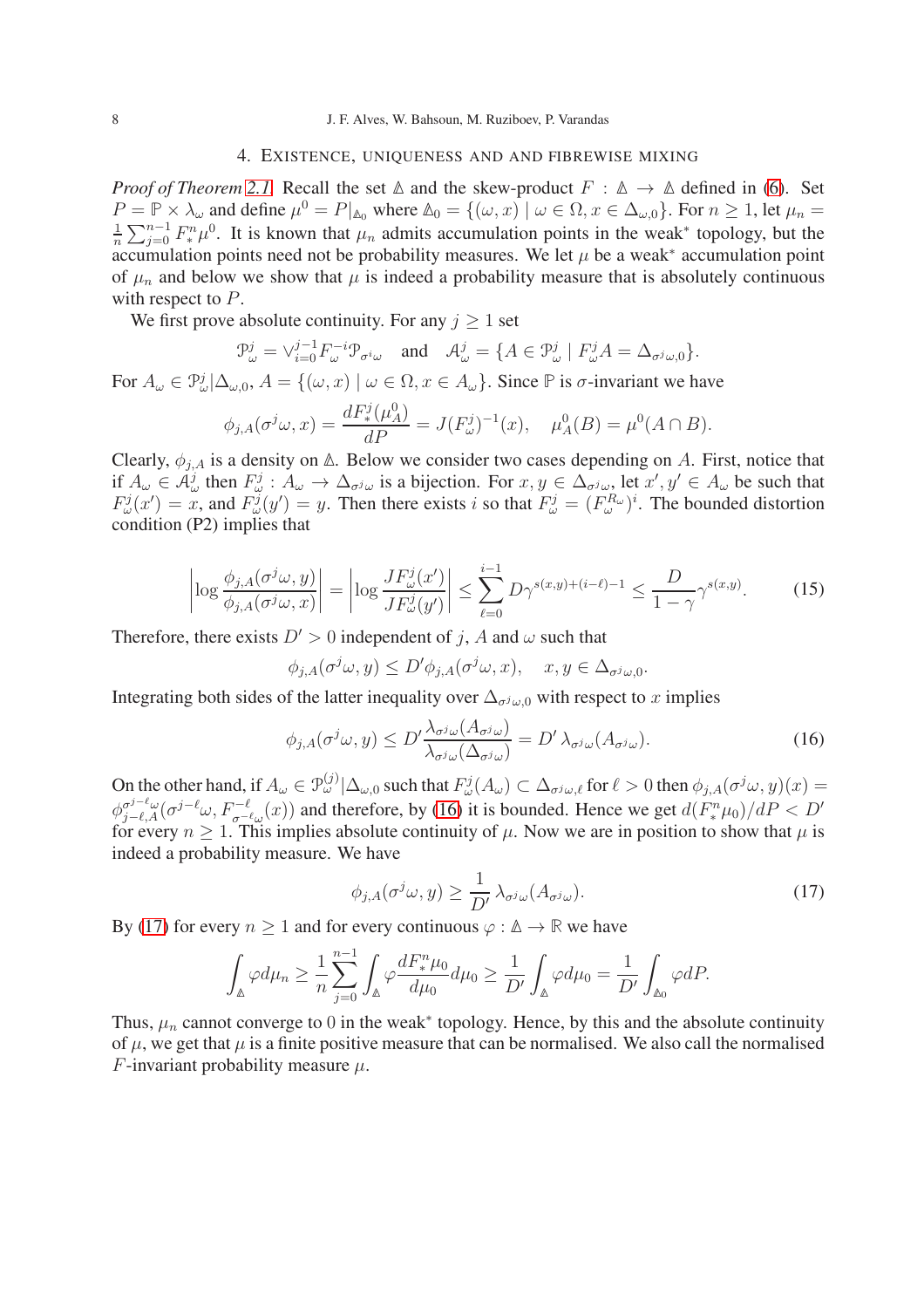## 4. Existence, uniqueness and and fibrewise mixing

*Proof of Theorem 2.1.* Recall the set $\mathbb{A}$ and the skew-product $F : \mathbb{A} \to \mathbb{A}$ defined in (6). Set $P = \mathbb{P} \times \lambda_\omega$ and define $\mu^0 = P|_{\mathbb{A}_0}$ where $\mathbb{A}_0 = \{(\omega, x) \mid \omega \in \Omega, x \in \Delta_{\omega,0}\}$. For $n \geq 1$, let $\mu_n = \frac{1}{n}\sum_{j=0}^{n-1} F_*^n \mu^0$. It is known that $\mu_n$ admits accumulation points in the weak$^*$ topology, but the accumulation points need not be probability measures. We let $\mu$ be a weak$^*$ accumulation point of $\mu_n$ and below we show that $\mu$ is indeed a probability measure that is absolutely continuous with respect to $P$.

We first prove absolute continuity. For any $j \geq 1$ set

$$\mathcal{P}_\omega^j = \vee_{i=0}^{j-1} F_\omega^{-i} \mathcal{P}_{\sigma^i \omega} \quad \text{and} \quad \mathcal{A}_\omega^j = \{A \in \mathcal{P}_\omega^j \mid F_\omega^j A = \Delta_{\sigma^j \omega, 0}\}.$$

For $A_\omega \in \mathcal{P}_\omega^j | \Delta_{\omega,0}$, $A = \{(\omega, x) \mid \omega \in \Omega, x \in A_\omega\}$. Since $\mathbb{P}$ is $\sigma$-invariant we have

$$\phi_{j,A}(\sigma^j\omega, x) = \frac{dF_*^j(\mu_A^0)}{dP} = J(F_\omega^j)^{-1}(x), \quad \mu_A^0(B) = \mu^0(A \cap B).$$

Clearly, $\phi_{j,A}$ is a density on $\mathbb{A}$. Below we consider two cases depending on $A$. First, notice that if $A_\omega \in \mathcal{A}_\omega^j$ then $F_\omega^j : A_\omega \to \Delta_{\sigma^j\omega}$ is a bijection. For $x, y \in \Delta_{\sigma^j\omega}$, let $x', y' \in A_\omega$ be such that $F_\omega^j(x') = x$, and $F_\omega^j(y') = y$. Then there exists $i$ so that $F_\omega^j = (F_\omega^{R_\omega})^i$. The bounded distortion condition (P2) implies that

$$\left|\log \frac{\phi_{j,A}(\sigma^j\omega, y)}{\phi_{j,A}(\sigma^j\omega, x)}\right| = \left|\log \frac{JF_\omega^j(x')}{JF_\omega^j(y')}\right| \leq \sum_{\ell=0}^{i-1} D\gamma^{s(x,y)+(i-\ell)-1} \leq \frac{D}{1-\gamma}\gamma^{s(x,y)}. \tag{15}$$

Therefore, there exists $D' > 0$ independent of $j$, $A$ and $\omega$ such that

$$\phi_{j,A}(\sigma^j\omega, y) \leq D' \phi_{j,A}(\sigma^j\omega, x), \quad x, y \in \Delta_{\sigma^j\omega,0}.$$

Integrating both sides of the latter inequality over $\Delta_{\sigma^j\omega,0}$ with respect to $x$ implies

$$\phi_{j,A}(\sigma^j\omega, y) \leq D' \frac{\lambda_{\sigma^j\omega}(A_{\sigma^j\omega})}{\lambda_{\sigma^j\omega}(\Delta_{\sigma^j\omega})} = D'\,\lambda_{\sigma^j\omega}(A_{\sigma^j\omega}). \tag{16}$$

On the other hand, if $A_\omega \in \mathcal{P}_\omega^{(j)}|\Delta_{\omega,0}$ such that $F_\omega^j(A_\omega) \subset \Delta_{\sigma^j\omega,\ell}$ for $\ell > 0$ then $\phi_{j,A}(\sigma^j\omega, y)(x) = \phi_{j-\ell,A}^{\sigma^{j-\ell}\omega}(\sigma^{j-\ell}\omega, F_{\sigma^{-\ell}\omega}^{-\ell}(x))$ and therefore, by (16) it is bounded. Hence we get $d(F_*^n\mu_0)/dP < D'$ for every $n \geq 1$. This implies absolute continuity of $\mu$. Now we are in position to show that $\mu$ is indeed a probability measure. We have

$$\phi_{j,A}(\sigma^j\omega, y) \geq \frac{1}{D'}\,\lambda_{\sigma^j\omega}(A_{\sigma^j\omega}). \tag{17}$$

By (17) for every $n \geq 1$ and for every continuous $\varphi : \mathbb{A} \to \mathbb{R}$ we have

$$\int_{\mathbb{A}} \varphi d\mu_n \geq \frac{1}{n}\sum_{j=0}^{n-1} \int_{\mathbb{A}} \varphi \frac{dF_*^n\mu_0}{d\mu_0} d\mu_0 \geq \frac{1}{D'}\int_{\mathbb{A}} \varphi d\mu_0 = \frac{1}{D'}\int_{\mathbb{A}_0} \varphi dP.$$

Thus, $\mu_n$ cannot converge to $0$ in the weak$^*$ topology. Hence, by this and the absolute continuity of $\mu$, we get that $\mu$ is a finite positive measure that can be normalised. We also call the normalised $F$-invariant probability measure $\mu$.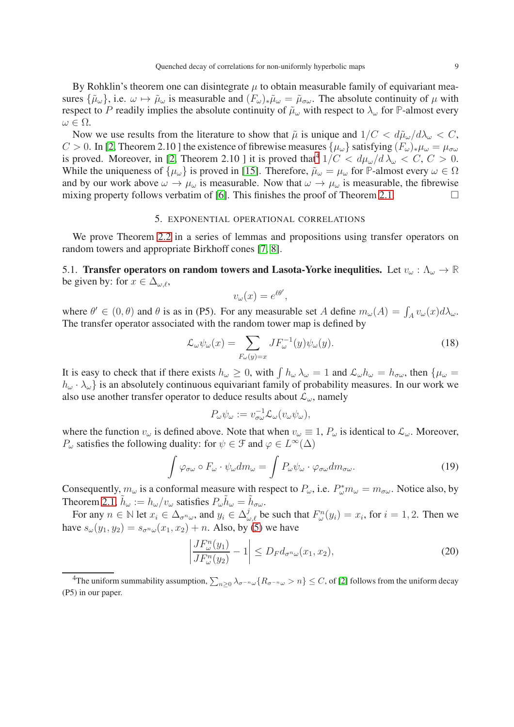By Rohklin's theorem one can disintegrate $\mu$ to obtain measurable family of equivariant measures $\{\tilde{\mu}_\omega\}$, i.e. $\omega \mapsto \tilde{\mu}_\omega$ is measurable and $(F_\omega)_*\tilde{\mu}_\omega = \tilde{\mu}_{\sigma\omega}$. The absolute continuity of $\mu$ with respect to $P$ readily implies the absolute continuity of $\tilde{\mu}_\omega$ with respect to $\lambda_\omega$ for $\mathbb{P}$-almost every $\omega \in \Omega$.

Now we use results from the literature to show that $\tilde{\mu}$ is unique and $1/C < d\tilde{\mu}_\omega/d\lambda_\omega < C$, $C > 0$. In [2, Theorem 2.10 ] the existence of fibrewise measures $\{\mu_\omega\}$ satisfying $(F_\omega)_*\mu_\omega = \mu_{\sigma\omega}$ is proved. Moreover, in [2, Theorem 2.10 ] it is proved that[4] $1/C < d\mu_\omega/d\,\lambda_\omega < C$, $C > 0$. While the uniqueness of $\{\mu_\omega\}$ is proved in [15]. Therefore, $\tilde{\mu}_\omega = \mu_\omega$ for $\mathbb{P}$-almost every $\omega \in \Omega$ and by our work above $\omega \to \mu_\omega$ is measurable. Now that $\omega \to \mu_\omega$ is measurable, the fibrewise mixing property follows verbatim of [6]. This finishes the proof of Theorem 2.1. $\square$

## 5. Exponential operational correlations

We prove Theorem 2.2 in a series of lemmas and propositions using transfer operators on random towers and appropriate Birkhoff cones [7, 8].

### 5.1. Transfer operators on random towers and Lasota-Yorke inequlities.

Let $v_\omega : \Lambda_\omega \to \mathbb{R}$ be given by: for $x \in \Delta_{\omega,\ell}$,

$$v_\omega(x) = e^{\ell\theta'},$$

where $\theta' \in (0, \theta)$ and $\theta$ is as in (P5). For any measurable set $A$ define $m_\omega(A) = \int_A v_\omega(x)d\lambda_\omega$. The transfer operator associated with the random tower map is defined by

$$\mathcal{L}_\omega\psi_\omega(x) = \sum_{F_\omega(y)=x} JF_\omega^{-1}(y)\psi_\omega(y). \tag{18}$$

It is easy to check that if there exists $h_\omega \geq 0$, with $\int h_\omega\, \lambda_\omega = 1$ and $\mathcal{L}_\omega h_\omega = h_{\sigma\omega}$, then $\{\mu_\omega = h_\omega \cdot \lambda_\omega\}$ is an absolutely continuous equivariant family of probability measures. In our work we also use another transfer operator to deduce results about $\mathcal{L}_\omega$, namely

$$P_\omega\psi_\omega := v_{\sigma\omega}^{-1}\mathcal{L}_\omega(v_\omega\psi_\omega),$$

where the function $v_\omega$ is defined above. Note that when $v_\omega \equiv 1$, $P_\omega$ is identical to $\mathcal{L}_\omega$. Moreover, $P_\omega$ satisfies the following duality: for $\psi \in \mathcal{F}$ and $\varphi \in L^\infty(\Delta)$

$$\int \varphi_{\sigma\omega} \circ F_\omega \cdot \psi_\omega dm_\omega = \int P_\omega\psi_\omega \cdot \varphi_{\sigma\omega} dm_{\sigma\omega}. \tag{19}$$

Consequently, $m_\omega$ is a conformal measure with respect to $P_\omega$, i.e. $P_\omega^* m_\omega = m_{\sigma\omega}$. Notice also, by Theorem 2.1, $\tilde{h}_\omega := h_\omega/v_\omega$ satisfies $P_\omega\tilde{h}_\omega = \tilde{h}_{\sigma\omega}$.

For any $n \in \mathbb{N}$ let $x_i \in \Delta_{\sigma^n\omega}$, and $y_i \in \Delta_{\omega,\ell}^j$ be such that $F_\omega^n(y_i) = x_i$, for $i = 1, 2$. Then we have $s_\omega(y_1, y_2) = s_{\sigma^n\omega}(x_1, x_2) + n$. Also, by (5) we have

$$\left|\frac{JF_\omega^n(y_1)}{JF_\omega^n(y_2)} - 1\right| \leq D_F d_{\sigma^n\omega}(x_1, x_2), \tag{20}$$

[4] The uniform summability assumption, $\sum_{n\geq 0} \lambda_{\sigma^{-n}\omega}\{R_{\sigma^{-n}\omega} > n\} \leq C$, of [2] follows from the uniform decay (P5) in our paper.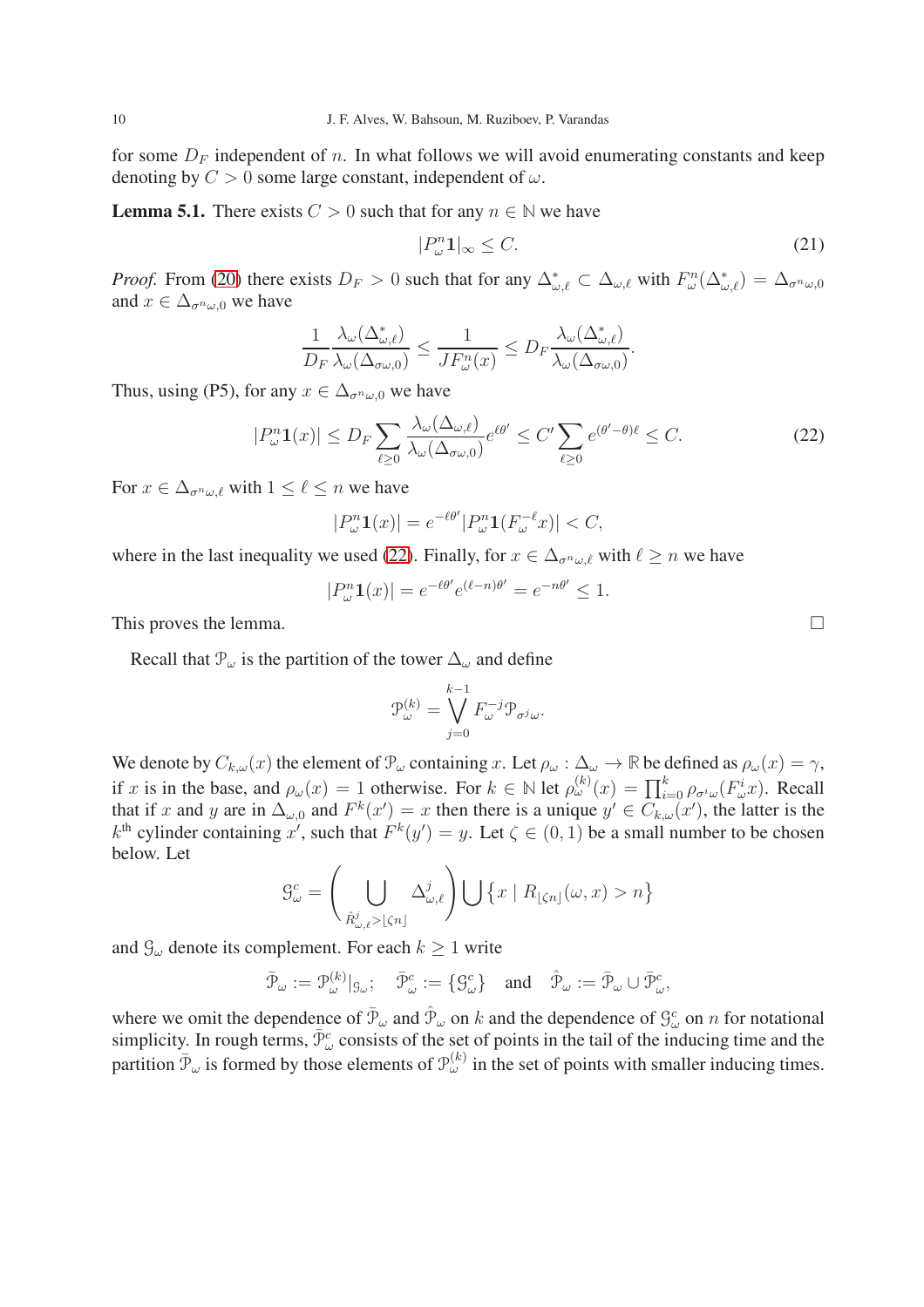for some $D_F$ independent of $n$. In what follows we will avoid enumerating constants and keep denoting by $C > 0$ some large constant, independent of $\omega$.

**Lemma 5.1.** There exists $C > 0$ such that for any $n \in \mathbb{N}$ we have

$$|P^n_\omega \mathbf{1}|_\infty \leq C. \tag{21}$$

*Proof.* From (20) there exists $D_F > 0$ such that for any $\Delta^*_{\omega,\ell} \subset \Delta_{\omega,\ell}$ with $F^n_\omega(\Delta^*_{\omega,\ell}) = \Delta_{\sigma^n\omega,0}$ and $x \in \Delta_{\sigma^n\omega,0}$ we have

$$\frac{1}{D_F} \frac{\lambda_\omega(\Delta^*_{\omega,\ell})}{\lambda_\omega(\Delta_{\sigma\omega,0})} \leq \frac{1}{JF^n_\omega(x)} \leq D_F \frac{\lambda_\omega(\Delta^*_{\omega,\ell})}{\lambda_\omega(\Delta_{\sigma\omega,0})}.$$

Thus, using (P5), for any $x \in \Delta_{\sigma^n\omega,0}$ we have

$$|P^n_\omega \mathbf{1}(x)| \leq D_F \sum_{\ell \geq 0} \frac{\lambda_\omega(\Delta_{\omega,\ell})}{\lambda_\omega(\Delta_{\sigma\omega,0})} e^{\ell\theta'} \leq C' \sum_{\ell \geq 0} e^{(\theta'-\theta)\ell} \leq C. \tag{22}$$

For $x \in \Delta_{\sigma^n\omega,\ell}$ with $1 \leq \ell \leq n$ we have

$$|P^n_\omega \mathbf{1}(x)| = e^{-\ell\theta'} |P^n_\omega \mathbf{1}(F^{-\ell}_\omega x)| < C,$$

where in the last inequality we used (22). Finally, for $x \in \Delta_{\sigma^n\omega,\ell}$ with $\ell \geq n$ we have

$$|P^n_\omega \mathbf{1}(x)| = e^{-\ell\theta'} e^{(\ell-n)\theta'} = e^{-n\theta'} \leq 1.$$

This proves the lemma. $\square$

Recall that $\mathcal{P}_\omega$ is the partition of the tower $\Delta_\omega$ and define

$$\mathcal{P}^{(k)}_\omega = \bigvee_{j=0}^{k-1} F^{-j}_\omega \mathcal{P}_{\sigma^j\omega}.$$

We denote by $C_{k,\omega}(x)$ the element of $\mathcal{P}_\omega$ containing $x$. Let $\rho_\omega : \Delta_\omega \to \mathbb{R}$ be defined as $\rho_\omega(x) = \gamma$, if $x$ is in the base, and $\rho_\omega(x) = 1$ otherwise. For $k \in \mathbb{N}$ let $\rho^{(k)}_\omega(x) = \prod_{i=0}^k \rho_{\sigma^i\omega}(F^i_\omega x)$. Recall that if $x$ and $y$ are in $\Delta_{\omega,0}$ and $F^k(x') = x$ then there is a unique $y' \in C_{k,\omega}(x')$, the latter is the $k^{\text{th}}$ cylinder containing $x'$, such that $F^k(y') = y$. Let $\zeta \in (0,1)$ be a small number to be chosen below. Let

$$\mathcal{G}^c_\omega = \left( \bigcup_{\hat{R}^j_{\omega,\ell} > \lfloor \zeta n \rfloor} \Delta^j_{\omega,\ell} \right) \bigcup \{x \mid R_{\lfloor \zeta n \rfloor}(\omega, x) > n\}$$

and $\mathcal{G}_\omega$ denote its complement. For each $k \geq 1$ write

$$\bar{\mathcal{P}}_\omega := \mathcal{P}^{(k)}_\omega|_{\mathcal{G}_\omega}; \quad \bar{\mathcal{P}}^c_\omega := \{\mathcal{G}^c_\omega\} \quad \text{and} \quad \hat{\mathcal{P}}_\omega := \bar{\mathcal{P}}_\omega \cup \bar{\mathcal{P}}^c_\omega,$$

where we omit the dependence of $\bar{\mathcal{P}}_\omega$ and $\hat{\mathcal{P}}_\omega$ on $k$ and the dependence of $\mathcal{G}^c_\omega$ on $n$ for notational simplicity. In rough terms, $\bar{\mathcal{P}}^c_\omega$ consists of the set of points in the tail of the inducing time and the partition $\bar{\mathcal{P}}_\omega$ is formed by those elements of $\mathcal{P}^{(k)}_\omega$ in the set of points with smaller inducing times.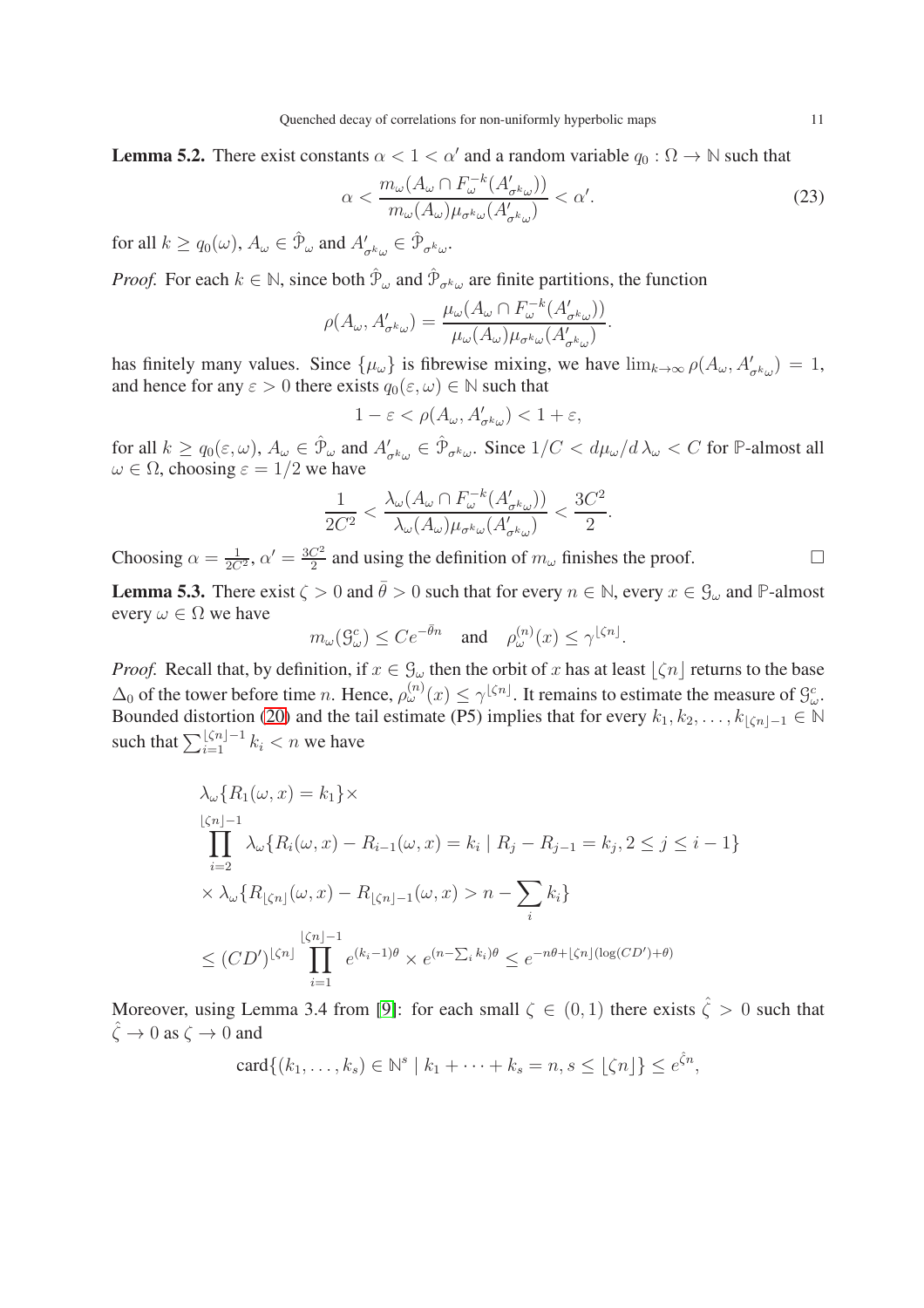**Lemma 5.2.** There exist constants $\alpha < 1 < \alpha'$ and a random variable $q_0 : \Omega \to \mathbb{N}$ such that

$$\alpha < \frac{m_\omega(A_\omega \cap F_\omega^{-k}(A'_{\sigma^k\omega}))}{m_\omega(A_\omega)\mu_{\sigma^k\omega}(A'_{\sigma^k\omega})} < \alpha'. \tag{23}$$

for all $k \geq q_0(\omega)$, $A_\omega \in \hat{\mathcal{P}}_\omega$ and $A'_{\sigma^k\omega} \in \hat{\mathcal{P}}_{\sigma^k\omega}$.

*Proof.* For each $k \in \mathbb{N}$, since both $\hat{\mathcal{P}}_\omega$ and $\hat{\mathcal{P}}_{\sigma^k\omega}$ are finite partitions, the function

$$\rho(A_\omega, A'_{\sigma^k\omega}) = \frac{\mu_\omega(A_\omega \cap F_\omega^{-k}(A'_{\sigma^k\omega}))}{\mu_\omega(A_\omega)\mu_{\sigma^k\omega}(A'_{\sigma^k\omega})}.$$

has finitely many values. Since $\{\mu_\omega\}$ is fibrewise mixing, we have $\lim_{k\to\infty} \rho(A_\omega, A'_{\sigma^k\omega}) = 1$, and hence for any $\varepsilon > 0$ there exists $q_0(\varepsilon, \omega) \in \mathbb{N}$ such that

$$1 - \varepsilon < \rho(A_\omega, A'_{\sigma^k\omega}) < 1 + \varepsilon,$$

for all $k \geq q_0(\varepsilon, \omega)$, $A_\omega \in \hat{\mathcal{P}}_\omega$ and $A'_{\sigma^k\omega} \in \hat{\mathcal{P}}_{\sigma^k\omega}$. Since $1/C < d\mu_\omega/d\lambda_\omega < C$ for $\mathbb{P}$-almost all $\omega \in \Omega$, choosing $\varepsilon = 1/2$ we have

$$\frac{1}{2C^2} < \frac{\lambda_\omega(A_\omega \cap F_\omega^{-k}(A'_{\sigma^k\omega}))}{\lambda_\omega(A_\omega)\mu_{\sigma^k\omega}(A'_{\sigma^k\omega})} < \frac{3C^2}{2}.$$

Choosing $\alpha = \frac{1}{2C^2}$, $\alpha' = \frac{3C^2}{2}$ and using the definition of $m_\omega$ finishes the proof. $\square$

**Lemma 5.3.** There exist $\zeta > 0$ and $\bar{\theta} > 0$ such that for every $n \in \mathbb{N}$, every $x \in \mathcal{G}_\omega$ and $\mathbb{P}$-almost every $\omega \in \Omega$ we have

$$m_\omega(\mathcal{G}_\omega^c) \leq Ce^{-\bar{\theta}n} \quad \text{and} \quad \rho_\omega^{(n)}(x) \leq \gamma^{\lfloor \zeta n \rfloor}.$$

*Proof.* Recall that, by definition, if $x \in \mathcal{G}_\omega$ then the orbit of $x$ has at least $\lfloor \zeta n \rfloor$ returns to the base $\Delta_0$ of the tower before time $n$. Hence, $\rho_\omega^{(n)}(x) \leq \gamma^{\lfloor \zeta n \rfloor}$. It remains to estimate the measure of $\mathcal{G}_\omega^c$. Bounded distortion (20) and the tail estimate (P5) implies that for every $k_1, k_2, \dots, k_{\lfloor \zeta n \rfloor - 1} \in \mathbb{N}$ such that $\sum_{i=1}^{\lfloor \zeta n \rfloor - 1} k_i < n$ we have

$$\begin{aligned}
&\lambda_\omega\{R_1(\omega, x) = k_1\} \times \\
&\prod_{i=2}^{\lfloor \zeta n \rfloor - 1} \lambda_\omega\{R_i(\omega, x) - R_{i-1}(\omega, x) = k_i \mid R_j - R_{j-1} = k_j, 2 \leq j \leq i - 1\} \\
&\times \lambda_\omega\{R_{\lfloor \zeta n \rfloor}(\omega, x) - R_{\lfloor \zeta n \rfloor - 1}(\omega, x) > n - \sum_i k_i\} \\
&\leq (CD')^{\lfloor \zeta n \rfloor} \prod_{i=1}^{\lfloor \zeta n \rfloor - 1} e^{(k_i - 1)\theta} \times e^{(n - \sum_i k_i)\theta} \leq e^{-n\theta + \lfloor \zeta n \rfloor (\log(CD') + \theta)}
\end{aligned}$$

Moreover, using Lemma 3.4 from [9]: for each small $\zeta \in (0, 1)$ there exists $\hat{\zeta} > 0$ such that $\hat{\zeta} \to 0$ as $\zeta \to 0$ and

$$\text{card}\{(k_1, \dots, k_s) \in \mathbb{N}^s \mid k_1 + \dots + k_s = n, s \leq \lfloor \zeta n \rfloor\} \leq e^{\hat{\zeta} n},$$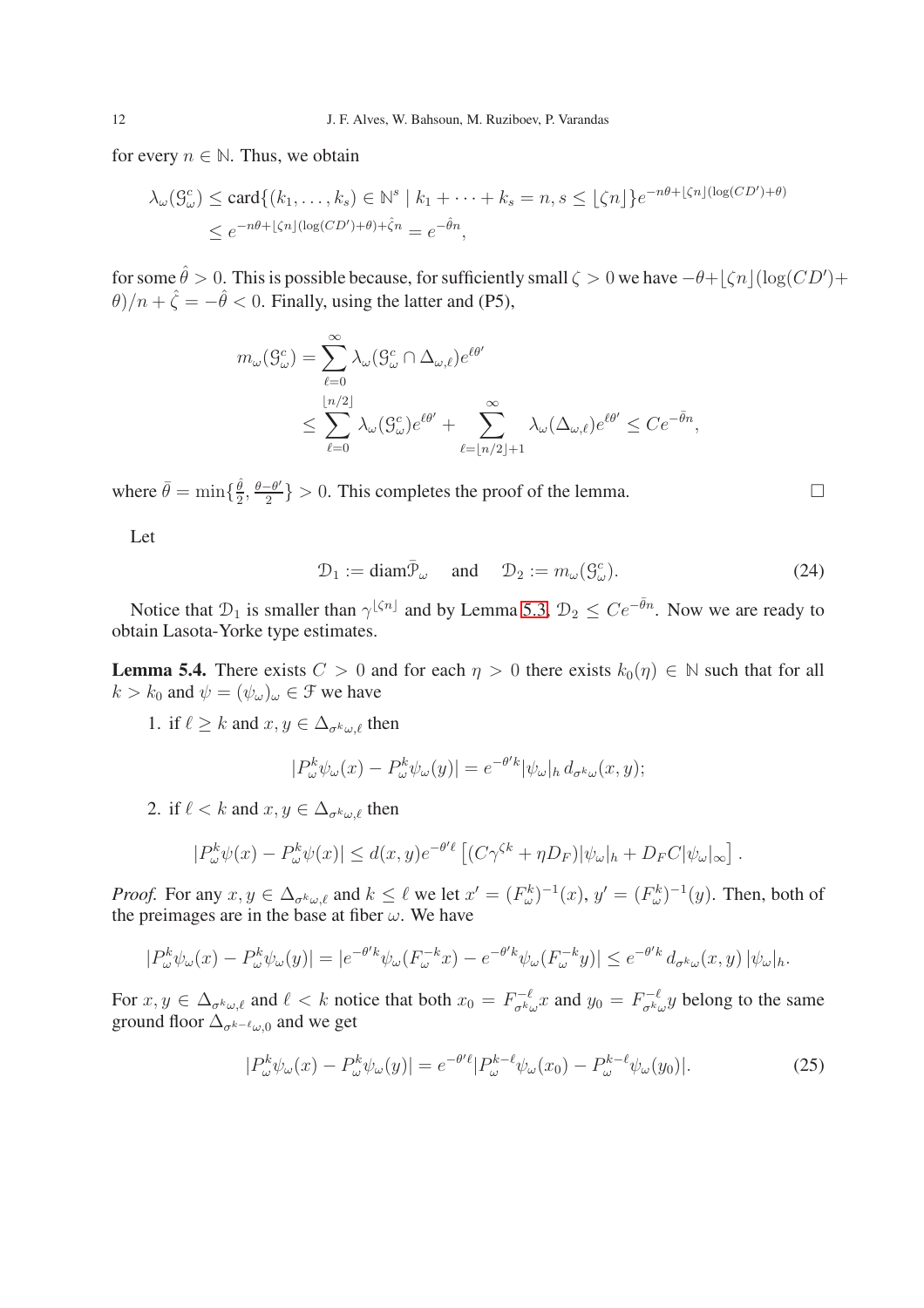for every $n \in \mathbb{N}$. Thus, we obtain

$$
\begin{aligned}
\lambda_\omega(\mathcal{G}_\omega^c) &\le \operatorname{card}\{(k_1,\dots,k_s)\in\mathbb{N}^s \mid k_1+\cdots+k_s=n, s\le\lfloor\zeta n\rfloor\} e^{-n\theta+\lfloor\zeta n\rfloor(\log(CD')+\theta)} \\
&\le e^{-n\theta+\lfloor\zeta n\rfloor(\log(CD')+\theta)+\hat\zeta n} = e^{-\hat\theta n},
\end{aligned}
$$

for some $\hat\theta>0$. This is possible because, for sufficiently small $\zeta>0$ we have $-\theta+\lfloor\zeta n\rfloor(\log(CD')+\theta)/n+\hat\zeta=-\hat\theta<0$. Finally, using the latter and (P5),

$$
\begin{aligned}
m_\omega(\mathcal{G}_\omega^c) &= \sum_{\ell=0}^{\infty}\lambda_\omega(\mathcal{G}_\omega^c\cap\Delta_{\omega,\ell})e^{\ell\theta'} \\
&\le \sum_{\ell=0}^{\lfloor n/2\rfloor}\lambda_\omega(\mathcal{G}_\omega^c)e^{\ell\theta'} + \sum_{\ell=\lfloor n/2\rfloor+1}^{\infty}\lambda_\omega(\Delta_{\omega,\ell})e^{\ell\theta'} \le Ce^{-\bar\theta n},
\end{aligned}
$$

where $\bar\theta=\min\{\frac{\hat\theta}{2},\frac{\theta-\theta'}{2}\}>0$. This completes the proof of the lemma. □

Let

$$
\mathcal{D}_1 := \operatorname{diam}\bar{\mathcal{P}}_\omega \quad \text{and} \quad \mathcal{D}_2 := m_\omega(\mathcal{G}_\omega^c). \tag{24}
$$

Notice that $\mathcal{D}_1$ is smaller than $\gamma^{\lfloor\zeta n\rfloor}$ and by Lemma 5.3, $\mathcal{D}_2\le Ce^{-\bar\theta n}$. Now we are ready to obtain Lasota-Yorke type estimates.

**Lemma 5.4.** There exists $C>0$ and for each $\eta>0$ there exists $k_0(\eta)\in\mathbb{N}$ such that for all $k>k_0$ and $\psi=(\psi_\omega)_\omega\in\mathcal{F}$ we have

1. if $\ell\ge k$ and $x,y\in\Delta_{\sigma^k\omega,\ell}$ then
$$
|P_\omega^k\psi_\omega(x)-P_\omega^k\psi_\omega(y)| = e^{-\theta' k}|\psi_\omega|_h\, d_{\sigma^k\omega}(x,y);
$$
2. if $\ell<k$ and $x,y\in\Delta_{\sigma^k\omega,\ell}$ then
$$
|P_\omega^k\psi(x)-P_\omega^k\psi(x)| \le d(x,y)e^{-\theta'\ell}\left[(C\gamma^{\zeta k}+\eta D_F)|\psi_\omega|_h + D_F C|\psi_\omega|_\infty\right].
$$

*Proof.* For any $x,y\in\Delta_{\sigma^k\omega,\ell}$ and $k\le\ell$ we let $x'=(F_\omega^k)^{-1}(x)$, $y'=(F_\omega^k)^{-1}(y)$. Then, both of the preimages are in the base at fiber $\omega$. We have

$$
|P_\omega^k\psi_\omega(x)-P_\omega^k\psi_\omega(y)| = |e^{-\theta' k}\psi_\omega(F_\omega^{-k}x)-e^{-\theta' k}\psi_\omega(F_\omega^{-k}y)| \le e^{-\theta' k}\, d_{\sigma^k\omega}(x,y)\,|\psi_\omega|_h.
$$

For $x,y\in\Delta_{\sigma^k\omega,\ell}$ and $\ell<k$ notice that both $x_0=F_{\sigma^k\omega}^{-\ell}x$ and $y_0=F_{\sigma^k\omega}^{-\ell}y$ belong to the same ground floor $\Delta_{\sigma^{k-\ell}\omega,0}$ and we get

$$
|P_\omega^k\psi_\omega(x)-P_\omega^k\psi_\omega(y)| = e^{-\theta'\ell}|P_\omega^{k-\ell}\psi_\omega(x_0)-P_\omega^{k-\ell}\psi_\omega(y_0)|. \tag{25}
$$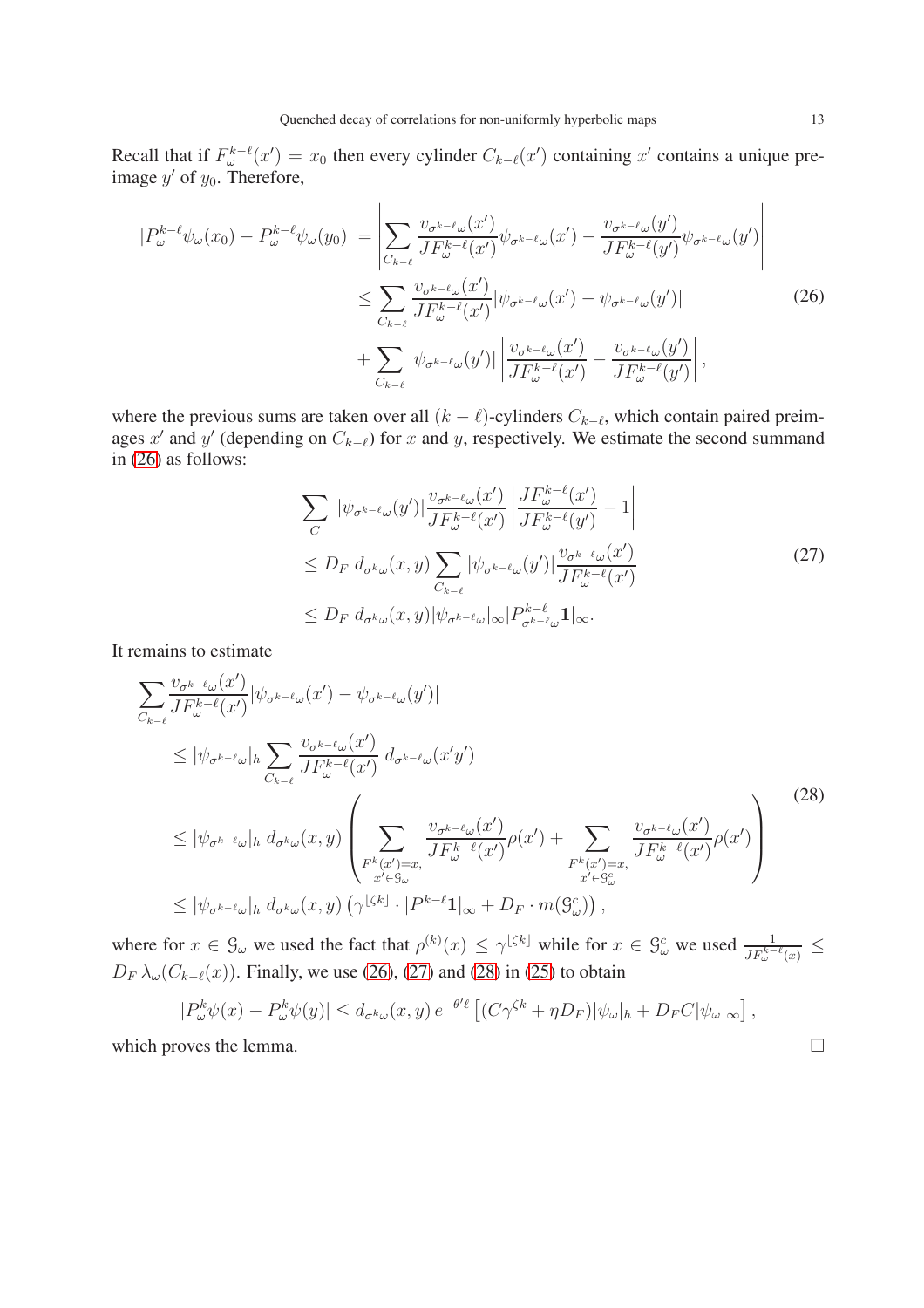Recall that if $F_\omega^{k-\ell}(x') = x_0$ then every cylinder $C_{k-\ell}(x')$ containing $x'$ contains a unique preimage $y'$ of $y_0$. Therefore,

$$
\begin{aligned}
|P_\omega^{k-\ell}\psi_\omega(x_0) - P_\omega^{k-\ell}\psi_\omega(y_0)| &= \left| \sum_{C_{k-\ell}} \frac{v_{\sigma^{k-\ell}\omega}(x')}{JF_\omega^{k-\ell}(x')}\psi_{\sigma^{k-\ell}\omega}(x') - \frac{v_{\sigma^{k-\ell}\omega}(y')}{JF_\omega^{k-\ell}(y')}\psi_{\sigma^{k-\ell}\omega}(y') \right| \\
&\le \sum_{C_{k-\ell}} \frac{v_{\sigma^{k-\ell}\omega}(x')}{JF_\omega^{k-\ell}(x')}|\psi_{\sigma^{k-\ell}\omega}(x') - \psi_{\sigma^{k-\ell}\omega}(y')| \\
&\quad + \sum_{C_{k-\ell}} |\psi_{\sigma^{k-\ell}\omega}(y')| \left| \frac{v_{\sigma^{k-\ell}\omega}(x')}{JF_\omega^{k-\ell}(x')} - \frac{v_{\sigma^{k-\ell}\omega}(y')}{JF_\omega^{k-\ell}(y')} \right|,
\end{aligned}
\tag{26}
$$

where the previous sums are taken over all $(k-\ell)$-cylinders $C_{k-\ell}$, which contain paired preimages $x'$ and $y'$ (depending on $C_{k-\ell}$) for $x$ and $y$, respectively. We estimate the second summand in (26) as follows:

$$
\begin{aligned}
&\sum_{C} |\psi_{\sigma^{k-\ell}\omega}(y')| \frac{v_{\sigma^{k-\ell}\omega}(x')}{JF_\omega^{k-\ell}(x')} \left| \frac{JF_\omega^{k-\ell}(x')}{JF_\omega^{k-\ell}(y')} - 1 \right| \\
&\le D_F \, d_{\sigma^k\omega}(x,y) \sum_{C_{k-\ell}} |\psi_{\sigma^{k-\ell}\omega}(y')| \frac{v_{\sigma^{k-\ell}\omega}(x')}{JF_\omega^{k-\ell}(x')} \\
&\le D_F \, d_{\sigma^k\omega}(x,y) |\psi_{\sigma^{k-\ell}\omega}|_\infty |P_{\sigma^{k-\ell}\omega}^{k-\ell}\mathbf{1}|_\infty.
\end{aligned}
\tag{27}
$$

It remains to estimate

$$
\begin{aligned}
&\sum_{C_{k-\ell}} \frac{v_{\sigma^{k-\ell}\omega}(x')}{JF_\omega^{k-\ell}(x')} |\psi_{\sigma^{k-\ell}\omega}(x') - \psi_{\sigma^{k-\ell}\omega}(y')| \\
&\le |\psi_{\sigma^{k-\ell}\omega}|_h \sum_{C_{k-\ell}} \frac{v_{\sigma^{k-\ell}\omega}(x')}{JF_\omega^{k-\ell}(x')} \, d_{\sigma^{k-\ell}\omega}(x'y') \\
&\le |\psi_{\sigma^{k-\ell}\omega}|_h \, d_{\sigma^k\omega}(x,y) \left( \sum_{\substack{F^k(x')=x, \\ x' \in \mathcal{G}_\omega}} \frac{v_{\sigma^{k-\ell}\omega}(x')}{JF_\omega^{k-\ell}(x')} \rho(x') + \sum_{\substack{F^k(x')=x, \\ x' \in \mathcal{G}_\omega^c}} \frac{v_{\sigma^{k-\ell}\omega}(x')}{JF_\omega^{k-\ell}(x')} \rho(x') \right) \\
&\le |\psi_{\sigma^{k-\ell}\omega}|_h \, d_{\sigma^k\omega}(x,y) \left( \gamma^{\lfloor \zeta k \rfloor} \cdot |P^{k-\ell}\mathbf{1}|_\infty + D_F \cdot m(\mathcal{G}_\omega^c) \right),
\end{aligned}
\tag{28}
$$

where for $x \in \mathcal{G}_\omega$ we used the fact that $\rho^{(k)}(x) \le \gamma^{\lfloor \zeta k \rfloor}$ while for $x \in \mathcal{G}_\omega^c$ we used $\frac{1}{JF_\omega^{k-\ell}(x)} \le D_F \, \lambda_\omega(C_{k-\ell}(x))$. Finally, we use (26), (27) and (28) in (25) to obtain

$$
|P_\omega^k\psi(x) - P_\omega^k\psi(y)| \le d_{\sigma^k\omega}(x,y) \, e^{-\theta'\ell} \left[ (C\gamma^{\zeta k} + \eta D_F)|\psi_\omega|_h + D_F C |\psi_\omega|_\infty \right],
$$

which proves the lemma. $\square$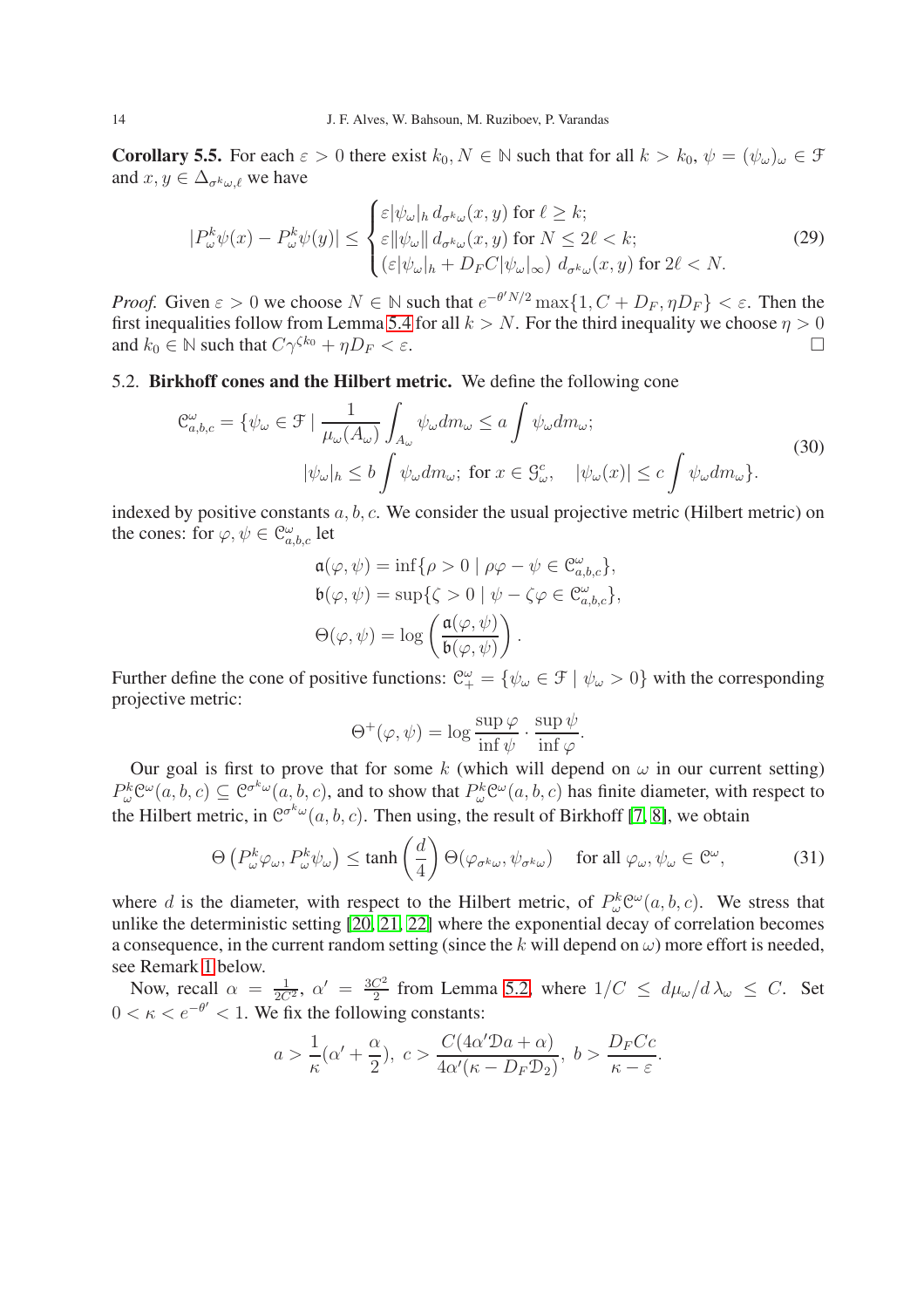**Corollary 5.5.** For each $\varepsilon > 0$ there exist $k_0, N \in \mathbb{N}$ such that for all $k > k_0$, $\psi = (\psi_\omega)_\omega \in \mathcal{F}$ and $x, y \in \Delta_{\sigma^k\omega,\ell}$ we have

$$
|P^k_\omega \psi(x) - P^k_\omega \psi(y)| \leq \begin{cases} \varepsilon |\psi_\omega|_h \, d_{\sigma^k\omega}(x,y) \text{ for } \ell \geq k; \\ \varepsilon \|\psi_\omega\| \, d_{\sigma^k\omega}(x,y) \text{ for } N \leq 2\ell < k; \\ (\varepsilon|\psi_\omega|_h + D_F C |\psi_\omega|_\infty) \; d_{\sigma^k\omega}(x,y) \text{ for } 2\ell < N. \end{cases} \tag{29}
$$

*Proof.* Given $\varepsilon > 0$ we choose $N \in \mathbb{N}$ such that $e^{-\theta' N/2}\max\{1, C + D_F, \eta D_F\} < \varepsilon$. Then the first inequalities follow from Lemma 5.4 for all $k > N$. For the third inequality we choose $\eta > 0$ and $k_0 \in \mathbb{N}$ such that $C\gamma^{\zeta k_0} + \eta D_F < \varepsilon$. $\square$

5.2. **Birkhoff cones and the Hilbert metric.** We define the following cone

$$
\begin{aligned}
\mathcal{C}^\omega_{a,b,c} = \{\psi_\omega \in \mathcal{F} \mid & \frac{1}{\mu_\omega(A_\omega)} \int_{A_\omega} \psi_\omega dm_\omega \leq a \int \psi_\omega dm_\omega; \\
& |\psi_\omega|_h \leq b \int \psi_\omega dm_\omega; \text{ for } x \in \mathcal{G}^c_\omega, \quad |\psi_\omega(x)| \leq c \int \psi_\omega dm_\omega\}.
\end{aligned} \tag{30}
$$

indexed by positive constants $a, b, c$. We consider the usual projective metric (Hilbert metric) on the cones: for $\varphi, \psi \in \mathcal{C}^\omega_{a,b,c}$ let

$$
\begin{aligned}
\mathfrak{a}(\varphi,\psi) &= \inf\{\rho > 0 \mid \rho\varphi - \psi \in \mathcal{C}^\omega_{a,b,c}\}, \\
\mathfrak{b}(\varphi,\psi) &= \sup\{\zeta > 0 \mid \psi - \zeta\varphi \in \mathcal{C}^\omega_{a,b,c}\}, \\
\Theta(\varphi,\psi) &= \log\left(\frac{\mathfrak{a}(\varphi,\psi)}{\mathfrak{b}(\varphi,\psi)}\right).
\end{aligned}
$$

Further define the cone of positive functions: $\mathcal{C}^\omega_+ = \{\psi_\omega \in \mathcal{F} \mid \psi_\omega > 0\}$ with the corresponding projective metric:

$$
\Theta^+(\varphi,\psi) = \log \frac{\sup \varphi}{\inf \psi} \cdot \frac{\sup \psi}{\inf \varphi}.
$$

Our goal is first to prove that for some $k$ (which will depend on $\omega$ in our current setting) $P^k_\omega \mathcal{C}^\omega(a,b,c) \subseteq \mathcal{C}^{\sigma^k\omega}(a,b,c)$, and to show that $P^k_\omega \mathcal{C}^\omega(a,b,c)$ has finite diameter, with respect to the Hilbert metric, in $\mathcal{C}^{\sigma^k\omega}(a,b,c)$. Then using, the result of Birkhoff [7, 8], we obtain

$$
\Theta\left(P^k_\omega\varphi_\omega, P^k_\omega\psi_\omega\right) \leq \tanh\left(\frac{d}{4}\right)\Theta(\varphi_{\sigma^k\omega}, \psi_{\sigma^k\omega}) \quad \text{ for all } \varphi_\omega, \psi_\omega \in \mathcal{C}^\omega, \tag{31}
$$

where $d$ is the diameter, with respect to the Hilbert metric, of $P^k_\omega \mathcal{C}^\omega(a,b,c)$. We stress that unlike the deterministic setting [20, 21, 22] where the exponential decay of correlation becomes a consequence, in the current random setting (since the $k$ will depend on $\omega$) more effort is needed, see Remark 1 below.

Now, recall $\alpha = \frac{1}{2C^2}$, $\alpha' = \frac{3C^2}{2}$ from Lemma 5.2, where $1/C \leq d\mu_\omega/d\lambda_\omega \leq C$. Set $0 < \kappa < e^{-\theta'} < 1$. We fix the following constants:

$$
a > \frac{1}{\kappa}(\alpha' + \frac{\alpha}{2}), \; c > \frac{C(4\alpha'\mathcal{D}a + \alpha)}{4\alpha'(\kappa - D_F\mathcal{D}_2)}, \; b > \frac{D_F C c}{\kappa - \varepsilon}.
$$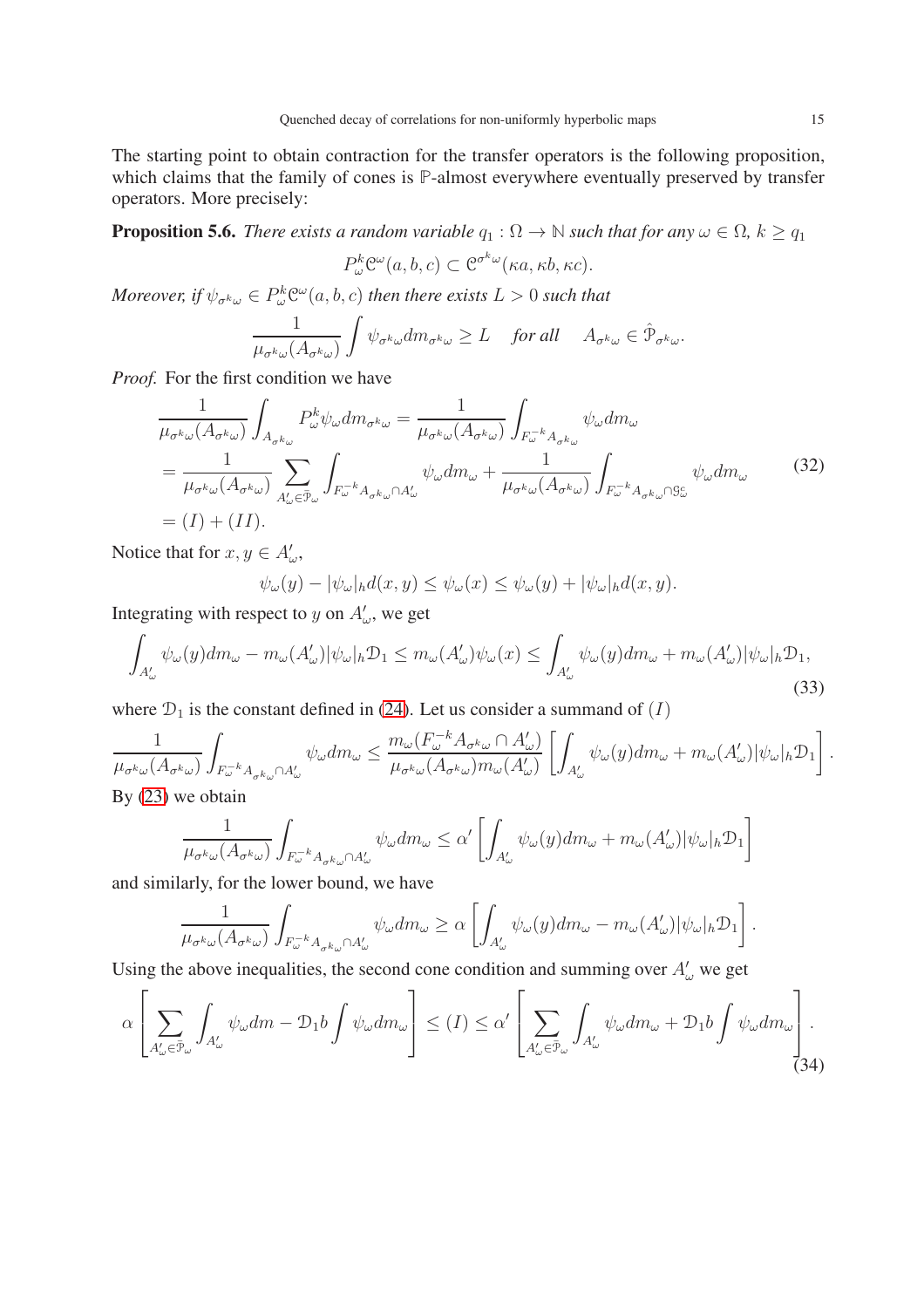The starting point to obtain contraction for the transfer operators is the following proposition, which claims that the family of cones is $\mathbb{P}$-almost everywhere eventually preserved by transfer operators. More precisely:

**Proposition 5.6.** *There exists a random variable $q_1 : \Omega \to \mathbb{N}$ such that for any $\omega \in \Omega$, $k \geq q_1$*

$$P_\omega^k \mathcal{C}^\omega(a, b, c) \subset \mathcal{C}^{\sigma^k \omega}(\kappa a, \kappa b, \kappa c).$$

*Moreover, if $\psi_{\sigma^k \omega} \in P_\omega^k \mathcal{C}^\omega(a, b, c)$ then there exists $L > 0$ such that*

$$\frac{1}{\mu_{\sigma^k \omega}(A_{\sigma^k \omega})} \int \psi_{\sigma^k \omega} dm_{\sigma^k \omega} \geq L \quad \text{for all} \quad A_{\sigma^k \omega} \in \hat{\mathcal{P}}_{\sigma^k \omega}.$$

*Proof.* For the first condition we have

$$\begin{aligned}
&\frac{1}{\mu_{\sigma^k \omega}(A_{\sigma^k \omega})} \int_{A_{\sigma^k \omega}} P_\omega^k \psi_\omega dm_{\sigma^k \omega} = \frac{1}{\mu_{\sigma^k \omega}(A_{\sigma^k \omega})} \int_{F_\omega^{-k} A_{\sigma^k \omega}} \psi_\omega dm_\omega \\
&= \frac{1}{\mu_{\sigma^k \omega}(A_{\sigma^k \omega})} \sum_{A'_\omega \in \hat{\mathcal{P}}_\omega} \int_{F_\omega^{-k} A_{\sigma^k \omega} \cap A'_\omega} \psi_\omega dm_\omega + \frac{1}{\mu_{\sigma^k \omega}(A_{\sigma^k \omega})} \int_{F_\omega^{-k} A_{\sigma^k \omega} \cap \mathcal{G}_\omega^c} \psi_\omega dm_\omega \\
&= (I) + (II).
\end{aligned} \tag{32}$$

Notice that for $x, y \in A'_\omega$,

$$\psi_\omega(y) - |\psi_\omega|_h d(x, y) \leq \psi_\omega(x) \leq \psi_\omega(y) + |\psi_\omega|_h d(x, y).$$

Integrating with respect to $y$ on $A'_\omega$, we get

$$\int_{A'_\omega} \psi_\omega(y) dm_\omega - m_\omega(A'_\omega) |\psi_\omega|_h \mathcal{D}_1 \leq m_\omega(A'_\omega) \psi_\omega(x) \leq \int_{A'_\omega} \psi_\omega(y) dm_\omega + m_\omega(A'_\omega) |\psi_\omega|_h \mathcal{D}_1, \tag{33}$$

where $\mathcal{D}_1$ is the constant defined in (24). Let us consider a summand of $(I)$

$$\frac{1}{\mu_{\sigma^k \omega}(A_{\sigma^k \omega})} \int_{F_\omega^{-k} A_{\sigma^k \omega} \cap A'_\omega} \psi_\omega dm_\omega \leq \frac{m_\omega(F_\omega^{-k} A_{\sigma^k \omega} \cap A'_\omega)}{\mu_{\sigma^k \omega}(A_{\sigma^k \omega}) m_\omega(A'_\omega)} \left[ \int_{A'_\omega} \psi_\omega(y) dm_\omega + m_\omega(A'_\omega) |\psi_\omega|_h \mathcal{D}_1 \right].$$

By (23) we obtain

$$\frac{1}{\mu_{\sigma^k \omega}(A_{\sigma^k \omega})} \int_{F_\omega^{-k} A_{\sigma^k \omega} \cap A'_\omega} \psi_\omega dm_\omega \leq \alpha' \left[ \int_{A'_\omega} \psi_\omega(y) dm_\omega + m_\omega(A'_\omega) |\psi_\omega|_h \mathcal{D}_1 \right]$$

and similarly, for the lower bound, we have

$$\frac{1}{\mu_{\sigma^k \omega}(A_{\sigma^k \omega})} \int_{F_\omega^{-k} A_{\sigma^k \omega} \cap A'_\omega} \psi_\omega dm_\omega \geq \alpha \left[ \int_{A'_\omega} \psi_\omega(y) dm_\omega - m_\omega(A'_\omega) |\psi_\omega|_h \mathcal{D}_1 \right].$$

Using the above inequalities, the second cone condition and summing over $A'_\omega$ we get

$$\alpha \left[ \sum_{A'_\omega \in \hat{\mathcal{P}}_\omega} \int_{A'_\omega} \psi_\omega dm - \mathcal{D}_1 b \int \psi_\omega dm_\omega \right] \leq (I) \leq \alpha' \left[ \sum_{A'_\omega \in \hat{\mathcal{P}}_\omega} \int_{A'_\omega} \psi_\omega dm_\omega + \mathcal{D}_1 b \int \psi_\omega dm_\omega \right]. \tag{34}$$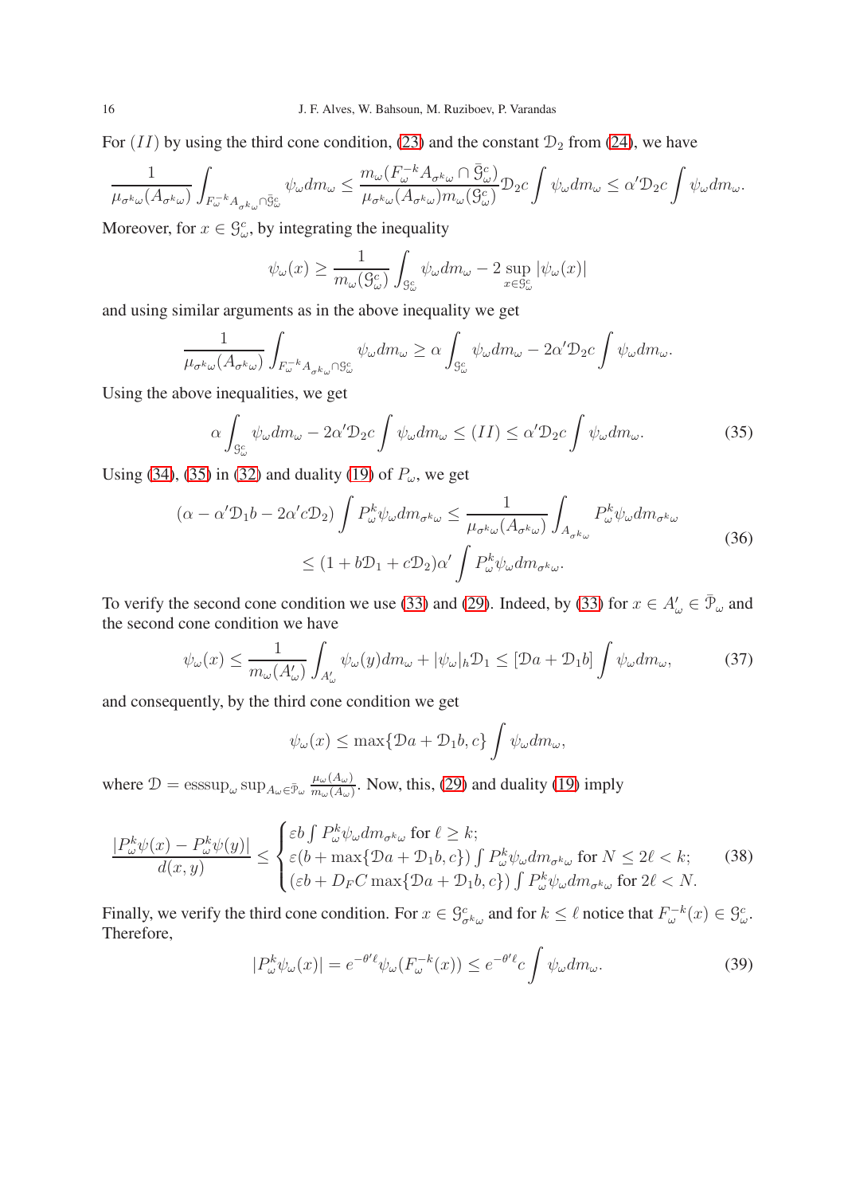For $(II)$ by using the third cone condition, (23) and the constant $\mathcal{D}_2$ from (24), we have

$$\frac{1}{\mu_{\sigma^k\omega}(A_{\sigma^k\omega})}\int_{F_\omega^{-k}A_{\sigma^k\omega}\cap\bar{\mathcal{G}}_\omega^c}\psi_\omega dm_\omega \leq \frac{m_\omega(F_\omega^{-k}A_{\sigma^k\omega}\cap\bar{\mathcal{G}}_\omega^c)}{\mu_{\sigma^k\omega}(A_{\sigma^k\omega})m_\omega(\mathcal{G}_\omega^c)}\mathcal{D}_2 c\int\psi_\omega dm_\omega \leq \alpha'\mathcal{D}_2 c\int\psi_\omega dm_\omega.$$

Moreover, for $x\in\mathcal{G}_\omega^c$, by integrating the inequality

$$\psi_\omega(x)\geq\frac{1}{m_\omega(\mathcal{G}_\omega^c)}\int_{\mathcal{G}_\omega^c}\psi_\omega dm_\omega - 2\sup_{x\in\mathcal{G}_\omega^c}|\psi_\omega(x)|$$

and using similar arguments as in the above inequality we get

$$\frac{1}{\mu_{\sigma^k\omega}(A_{\sigma^k\omega})}\int_{F_\omega^{-k}A_{\sigma^k\omega}\cap\mathcal{G}_\omega^c}\psi_\omega dm_\omega \geq \alpha\int_{\mathcal{G}_\omega^c}\psi_\omega dm_\omega - 2\alpha'\mathcal{D}_2 c\int\psi_\omega dm_\omega.$$

Using the above inequalities, we get

$$\alpha\int_{\mathcal{G}_\omega^c}\psi_\omega dm_\omega - 2\alpha'\mathcal{D}_2 c\int\psi_\omega dm_\omega \leq (II)\leq\alpha'\mathcal{D}_2 c\int\psi_\omega dm_\omega. \tag{35}$$

Using (34), (35) in (32) and duality (19) of $P_\omega$, we get

$$\begin{aligned}(\alpha-\alpha'\mathcal{D}_1 b-2\alpha' c\mathcal{D}_2)\int P_\omega^k\psi_\omega dm_{\sigma^k\omega} &\leq \frac{1}{\mu_{\sigma^k\omega}(A_{\sigma^k\omega})}\int_{A_{\sigma^k\omega}}P_\omega^k\psi_\omega dm_{\sigma^k\omega}\\ &\leq(1+b\mathcal{D}_1+c\mathcal{D}_2)\alpha'\int P_\omega^k\psi_\omega dm_{\sigma^k\omega}.\end{aligned} \tag{36}$$

To verify the second cone condition we use (33) and (29). Indeed, by (33) for $x\in A'_\omega\in\bar{\mathcal{P}}_\omega$ and the second cone condition we have

$$\psi_\omega(x)\leq\frac{1}{m_\omega(A'_\omega)}\int_{A'_\omega}\psi_\omega(y)dm_\omega + |\psi_\omega|_h\mathcal{D}_1 \leq [\mathcal{D}a+\mathcal{D}_1 b]\int\psi_\omega dm_\omega, \tag{37}$$

and consequently, by the third cone condition we get

$$\psi_\omega(x)\leq\max\{\mathcal{D}a+\mathcal{D}_1 b, c\}\int\psi_\omega dm_\omega,$$

where $\mathcal{D}=\operatorname{esssup}_\omega\sup_{A_\omega\in\bar{\mathcal{P}}_\omega}\frac{\mu_\omega(A_\omega)}{m_\omega(A_\omega)}$. Now, this, (29) and duality (19) imply

$$\frac{|P_\omega^k\psi(x)-P_\omega^k\psi(y)|}{d(x,y)}\leq\begin{cases}\varepsilon b\int P_\omega^k\psi_\omega dm_{\sigma^k\omega} \text{ for } \ell\geq k;\\ \varepsilon(b+\max\{\mathcal{D}a+\mathcal{D}_1 b,c\})\int P_\omega^k\psi_\omega dm_{\sigma^k\omega} \text{ for } N\leq 2\ell<k;\\ (\varepsilon b+D_F C\max\{\mathcal{D}a+\mathcal{D}_1 b,c\})\int P_\omega^k\psi_\omega dm_{\sigma^k\omega} \text{ for } 2\ell<N.\end{cases} \tag{38}$$

Finally, we verify the third cone condition. For $x\in\mathcal{G}_{\sigma^k\omega}^c$ and for $k\leq\ell$ notice that $F_\omega^{-k}(x)\in\mathcal{G}_\omega^c$. Therefore,

$$|P_\omega^k\psi_\omega(x)| = e^{-\theta'\ell}\psi_\omega(F_\omega^{-k}(x))\leq e^{-\theta'\ell}c\int\psi_\omega dm_\omega. \tag{39}$$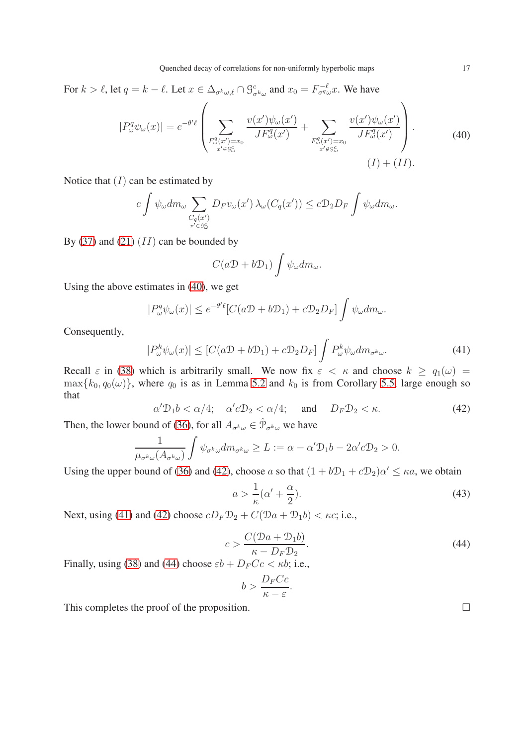For $k > \ell$, let $q = k - \ell$. Let $x \in \Delta_{\sigma^k\omega,\ell} \cap \mathcal{G}^c_{\sigma^k\omega}$ and $x_0 = F^{-\ell}_{\sigma^q\omega} x$. We have

$$
|P^q_\omega \psi_\omega(x)| = e^{-\theta'\ell} \left( \sum_{\substack{F^q_\omega(x')=x_0 \\ x' \in \mathcal{G}^c_\omega}} \frac{v(x')\psi_\omega(x')}{JF^q_\omega(x')} + \sum_{\substack{F^q_\omega(x')=x_0 \\ x' \notin \mathcal{G}^c_\omega}} \frac{v(x')\psi_\omega(x')}{JF^q_\omega(x')} \right). \tag{40}
$$

$$
(I) + (II).
$$

Notice that $(I)$ can be estimated by

$$
c \int \psi_\omega dm_\omega \sum_{\substack{C_q(x') \\ x' \in \mathcal{G}^c_\omega}} D_F v_\omega(x') \, \lambda_\omega(C_q(x')) \le c\mathcal{D}_2 D_F \int \psi_\omega dm_\omega.
$$

By (37) and (21) $(II)$ can be bounded by

$$
C(a\mathcal{D} + b\mathcal{D}_1) \int \psi_\omega dm_\omega.
$$

Using the above estimates in (40), we get

$$
|P^q_\omega \psi_\omega(x)| \le e^{-\theta'\ell}[C(a\mathcal{D} + b\mathcal{D}_1) + c\mathcal{D}_2 D_F] \int \psi_\omega dm_\omega.
$$

Consequently,

$$
|P^k_\omega \psi_\omega(x)| \le [C(a\mathcal{D} + b\mathcal{D}_1) + c\mathcal{D}_2 D_F] \int P^k_\omega \psi_\omega dm_{\sigma^k\omega}. \tag{41}
$$

Recall $\varepsilon$ in (38) which is arbitrarily small. We now fix $\varepsilon < \kappa$ and choose $k \ge q_1(\omega) = \max\{k_0, q_0(\omega)\}$, where $q_0$ is as in Lemma 5.2 and $k_0$ is from Corollary 5.5, large enough so that

$$
\alpha'\mathcal{D}_1 b < \alpha/4; \quad \alpha' c\mathcal{D}_2 < \alpha/4; \quad \text{and} \quad D_F \mathcal{D}_2 < \kappa. \tag{42}
$$

Then, the lower bound of (36), for all $A_{\sigma^k\omega} \in \hat{\mathcal{P}}_{\sigma^k\omega}$ we have

$$
\frac{1}{\mu_{\sigma^k\omega}(A_{\sigma^k\omega})} \int \psi_{\sigma^k\omega} dm_{\sigma^k\omega} \ge L := \alpha - \alpha'\mathcal{D}_1 b - 2\alpha' c\mathcal{D}_2 > 0.
$$

Using the upper bound of (36) and (42), choose $a$ so that $(1 + b\mathcal{D}_1 + c\mathcal{D}_2)\alpha' \le \kappa a$, we obtain

$$
a > \frac{1}{\kappa}(\alpha' + \frac{\alpha}{2}). \tag{43}
$$

Next, using (41) and (42) choose $cD_F\mathcal{D}_2 + C(\mathcal{D}a + \mathcal{D}_1 b) < \kappa c$; i.e.,

$$
c > \frac{C(\mathcal{D}a + \mathcal{D}_1 b)}{\kappa - D_F \mathcal{D}_2}. \tag{44}
$$

Finally, using (38) and (44) choose $\varepsilon b + D_F C c < \kappa b$; i.e.,

$$
b > \frac{D_F C c}{\kappa - \varepsilon}.
$$

This completes the proof of the proposition. □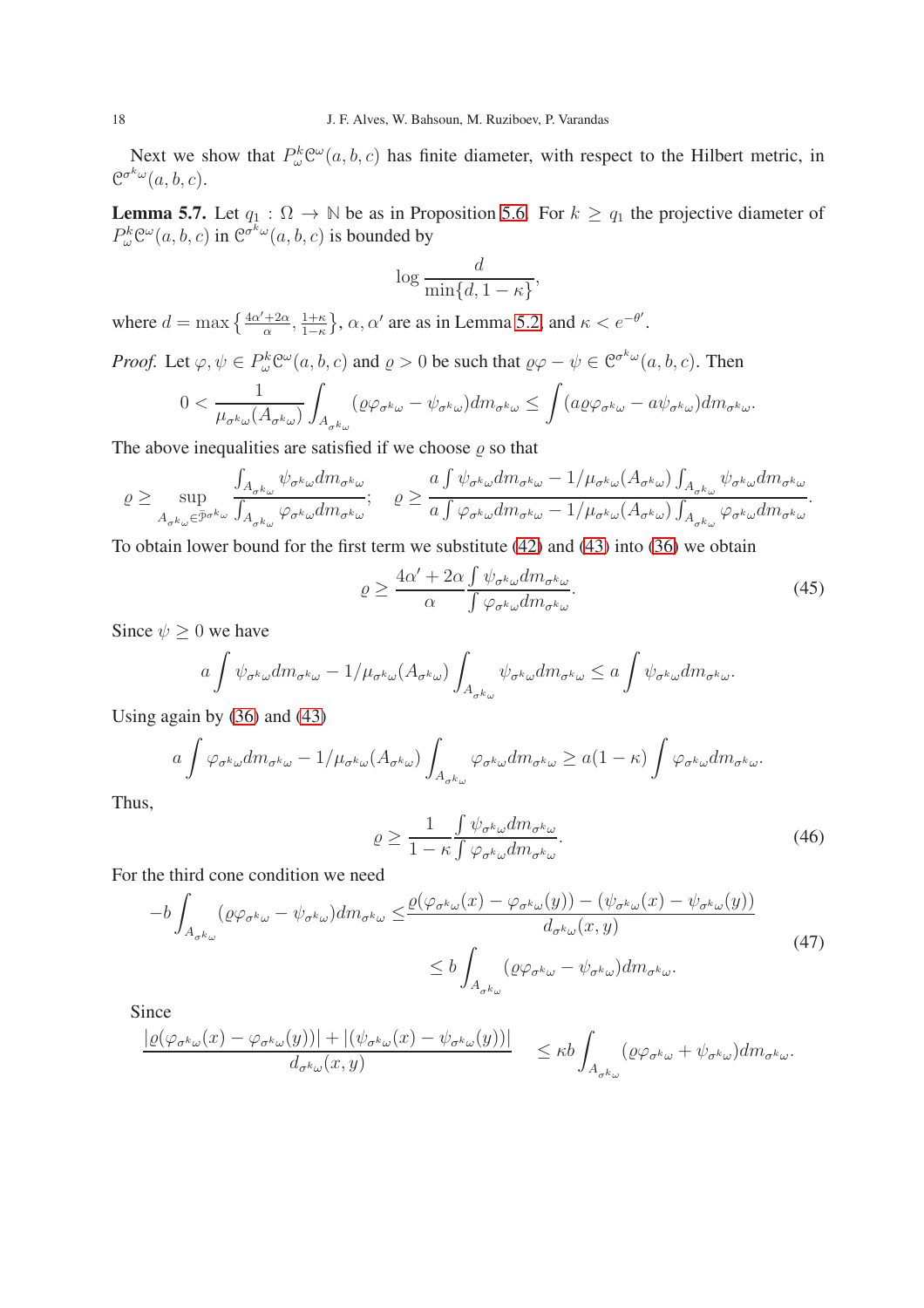Next we show that $P_\omega^k \mathcal{C}^\omega(a,b,c)$ has finite diameter, with respect to the Hilbert metric, in $\mathcal{C}^{\sigma^k\omega}(a,b,c)$.

**Lemma 5.7.** Let $q_1 : \Omega \to \mathbb{N}$ be as in Proposition 5.6. For $k \geq q_1$ the projective diameter of $P_\omega^k \mathcal{C}^\omega(a,b,c)$ in $\mathcal{C}^{\sigma^k\omega}(a,b,c)$ is bounded by

$$\log \frac{d}{\min\{d, 1-\kappa\}},$$

where $d = \max\left\{\frac{4\alpha'+2\alpha}{\alpha}, \frac{1+\kappa}{1-\kappa}\right\}$, $\alpha, \alpha'$ are as in Lemma 5.2, and $\kappa < e^{-\theta'}$.

*Proof.* Let $\varphi, \psi \in P_\omega^k \mathcal{C}^\omega(a,b,c)$ and $\varrho > 0$ be such that $\varrho\varphi - \psi \in \mathcal{C}^{\sigma^k\omega}(a,b,c)$. Then

$$0 < \frac{1}{\mu_{\sigma^k\omega}(A_{\sigma^k\omega})} \int_{A_{\sigma^k\omega}} (\varrho\varphi_{\sigma^k\omega} - \psi_{\sigma^k\omega}) dm_{\sigma^k\omega} \leq \int (a\varrho\varphi_{\sigma^k\omega} - a\psi_{\sigma^k\omega}) dm_{\sigma^k\omega}.$$

The above inequalities are satisfied if we choose $\varrho$ so that

$$\varrho \geq \sup_{A_{\sigma^k\omega} \in \bar{\mathcal{P}}^{\sigma^k\omega}} \frac{\int_{A_{\sigma^k\omega}} \psi_{\sigma^k\omega} dm_{\sigma^k\omega}}{\int_{A_{\sigma^k\omega}} \varphi_{\sigma^k\omega} dm_{\sigma^k\omega}}; \quad \varrho \geq \frac{a\int \psi_{\sigma^k\omega} dm_{\sigma^k\omega} - 1/\mu_{\sigma^k\omega}(A_{\sigma^k\omega}) \int_{A_{\sigma^k\omega}} \psi_{\sigma^k\omega} dm_{\sigma^k\omega}}{a\int \varphi_{\sigma^k\omega} dm_{\sigma^k\omega} - 1/\mu_{\sigma^k\omega}(A_{\sigma^k\omega}) \int_{A_{\sigma^k\omega}} \varphi_{\sigma^k\omega} dm_{\sigma^k\omega}}.$$

To obtain lower bound for the first term we substitute (42) and (43) into (36) we obtain

$$\varrho \geq \frac{4\alpha'+2\alpha}{\alpha} \frac{\int \psi_{\sigma^k\omega} dm_{\sigma^k\omega}}{\int \varphi_{\sigma^k\omega} dm_{\sigma^k\omega}}. \tag{45}$$

Since $\psi \geq 0$ we have

$$a\int \psi_{\sigma^k\omega} dm_{\sigma^k\omega} - 1/\mu_{\sigma^k\omega}(A_{\sigma^k\omega}) \int_{A_{\sigma^k\omega}} \psi_{\sigma^k\omega} dm_{\sigma^k\omega} \leq a\int \psi_{\sigma^k\omega} dm_{\sigma^k\omega}.$$

Using again by (36) and (43)

$$a\int \varphi_{\sigma^k\omega} dm_{\sigma^k\omega} - 1/\mu_{\sigma^k\omega}(A_{\sigma^k\omega}) \int_{A_{\sigma^k\omega}} \varphi_{\sigma^k\omega} dm_{\sigma^k\omega} \geq a(1-\kappa) \int \varphi_{\sigma^k\omega} dm_{\sigma^k\omega}.$$

Thus,

$$\varrho \geq \frac{1}{1-\kappa} \frac{\int \psi_{\sigma^k\omega} dm_{\sigma^k\omega}}{\int \varphi_{\sigma^k\omega} dm_{\sigma^k\omega}}. \tag{46}$$

For the third cone condition we need

$$\begin{aligned} -b\int_{A_{\sigma^k\omega}} (\varrho\varphi_{\sigma^k\omega} - \psi_{\sigma^k\omega}) dm_{\sigma^k\omega} \leq & \frac{\varrho(\varphi_{\sigma^k\omega}(x) - \varphi_{\sigma^k\omega}(y)) - (\psi_{\sigma^k\omega}(x) - \psi_{\sigma^k\omega}(y))}{d_{\sigma^k\omega}(x,y)} \\ & \leq b\int_{A_{\sigma^k\omega}} (\varrho\varphi_{\sigma^k\omega} - \psi_{\sigma^k\omega}) dm_{\sigma^k\omega}. \end{aligned} \tag{47}$$

Since

$$\frac{|\varrho(\varphi_{\sigma^k\omega}(x) - \varphi_{\sigma^k\omega}(y))| + |(\psi_{\sigma^k\omega}(x) - \psi_{\sigma^k\omega}(y))|}{d_{\sigma^k\omega}(x,y)} \quad \leq \kappa b \int_{A_{\sigma^k\omega}} (\varrho\varphi_{\sigma^k\omega} + \psi_{\sigma^k\omega}) dm_{\sigma^k\omega}.$$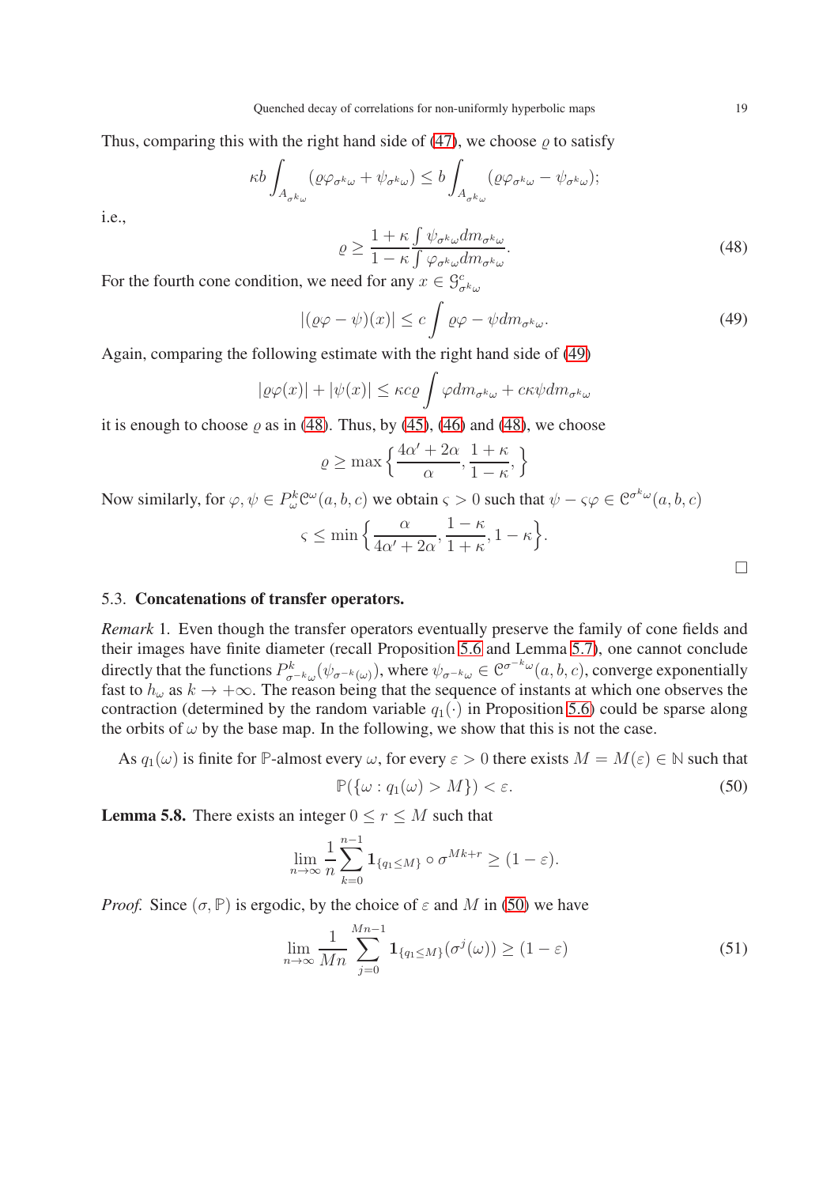Thus, comparing this with the right hand side of (47), we choose $\varrho$ to satisfy

$$\kappa b \int_{A_{\sigma^k\omega}} (\varrho\varphi_{\sigma^k\omega} + \psi_{\sigma^k\omega}) \leq b \int_{A_{\sigma^k\omega}} (\varrho\varphi_{\sigma^k\omega} - \psi_{\sigma^k\omega});$$

i.e.,

$$\varrho \geq \frac{1+\kappa}{1-\kappa} \frac{\int \psi_{\sigma^k\omega} dm_{\sigma^k\omega}}{\int \varphi_{\sigma^k\omega} dm_{\sigma^k\omega}}. \tag{48}$$

For the fourth cone condition, we need for any $x \in \mathcal{G}^c_{\sigma^k\omega}$

$$|(\varrho\varphi - \psi)(x)| \leq c \int \varrho\varphi - \psi dm_{\sigma^k\omega}. \tag{49}$$

Again, comparing the following estimate with the right hand side of (49)

$$|\varrho\varphi(x)| + |\psi(x)| \leq \kappa c \varrho \int \varphi dm_{\sigma^k\omega} + c\kappa\psi dm_{\sigma^k\omega}$$

it is enough to choose $\varrho$ as in (48). Thus, by (45), (46) and (48), we choose

$$\varrho \geq \max\left\{\frac{4\alpha' + 2\alpha}{\alpha}, \frac{1+\kappa}{1-\kappa}, \right\}$$

Now similarly, for $\varphi, \psi \in P^k_\omega \mathcal{C}^\omega(a,b,c)$ we obtain $\varsigma > 0$ such that $\psi - \varsigma\varphi \in \mathcal{C}^{\sigma^k\omega}(a,b,c)$

$$\varsigma \leq \min\left\{\frac{\alpha}{4\alpha' + 2\alpha}, \frac{1-\kappa}{1+\kappa}, 1-\kappa\right\}.$$

□

### 5.3. **Concatenations of transfer operators.**

*Remark* 1. Even though the transfer operators eventually preserve the family of cone fields and their images have finite diameter (recall Proposition 5.6 and Lemma 5.7), one cannot conclude directly that the functions $P^k_{\sigma^{-k}\omega}(\psi_{\sigma^{-k}(\omega)})$, where $\psi_{\sigma^{-k}\omega} \in \mathcal{C}^{\sigma^{-k}\omega}(a,b,c)$, converge exponentially fast to $h_\omega$ as $k \to +\infty$. The reason being that the sequence of instants at which one observes the contraction (determined by the random variable $q_1(\cdot)$ in Proposition 5.6) could be sparse along the orbits of $\omega$ by the base map. In the following, we show that this is not the case.

As $q_1(\omega)$ is finite for $\mathbb{P}$-almost every $\omega$, for every $\varepsilon > 0$ there exists $M = M(\varepsilon) \in \mathbb{N}$ such that

$$\mathbb{P}(\{\omega : q_1(\omega) > M\}) < \varepsilon. \tag{50}$$

**Lemma 5.8.** There exists an integer $0 \leq r \leq M$ such that

$$\lim_{n\to\infty} \frac{1}{n} \sum_{k=0}^{n-1} \mathbf{1}_{\{q_1 \leq M\}} \circ \sigma^{Mk+r} \geq (1-\varepsilon).$$

*Proof.* Since $(\sigma, \mathbb{P})$ is ergodic, by the choice of $\varepsilon$ and $M$ in (50) we have

$$\lim_{n\to\infty} \frac{1}{Mn} \sum_{j=0}^{Mn-1} \mathbf{1}_{\{q_1 \leq M\}}(\sigma^j(\omega)) \geq (1-\varepsilon) \tag{51}$$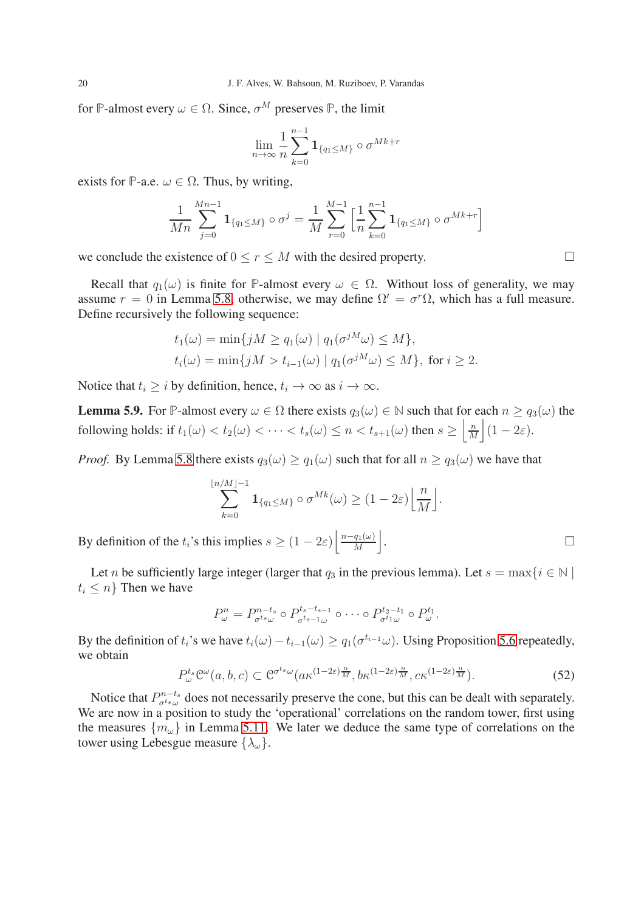for $\mathbb{P}$-almost every $\omega \in \Omega$. Since, $\sigma^M$ preserves $\mathbb{P}$, the limit

$$\lim_{n\to\infty} \frac{1}{n} \sum_{k=0}^{n-1} \mathbf{1}_{\{q_1 \le M\}} \circ \sigma^{Mk+r}$$

exists for $\mathbb{P}$-a.e. $\omega \in \Omega$. Thus, by writing,

$$\frac{1}{Mn} \sum_{j=0}^{Mn-1} \mathbf{1}_{\{q_1 \le M\}} \circ \sigma^j = \frac{1}{M} \sum_{r=0}^{M-1} \left[ \frac{1}{n} \sum_{k=0}^{n-1} \mathbf{1}_{\{q_1 \le M\}} \circ \sigma^{Mk+r} \right]$$

we conclude the existence of $0 \le r \le M$ with the desired property. □

Recall that $q_1(\omega)$ is finite for $\mathbb{P}$-almost every $\omega \in \Omega$. Without loss of generality, we may assume $r = 0$ in Lemma 5.8, otherwise, we may define $\Omega' = \sigma^r \Omega$, which has a full measure. Define recursively the following sequence:

$$t_1(\omega) = \min\{jM \ge q_1(\omega) \mid q_1(\sigma^{jM}\omega) \le M\},$$
$$t_i(\omega) = \min\{jM > t_{i-1}(\omega) \mid q_1(\sigma^{jM}\omega) \le M\}, \text{ for } i \ge 2.$$

Notice that $t_i \ge i$ by definition, hence, $t_i \to \infty$ as $i \to \infty$.

**Lemma 5.9.** For $\mathbb{P}$-almost every $\omega \in \Omega$ there exists $q_3(\omega) \in \mathbb{N}$ such that for each $n \ge q_3(\omega)$ the following holds: if $t_1(\omega) < t_2(\omega) < \cdots < t_s(\omega) \le n < t_{s+1}(\omega)$ then $s \ge \left\lfloor \frac{n}{M} \right\rfloor (1 - 2\varepsilon)$.

*Proof.* By Lemma 5.8 there exists $q_3(\omega) \ge q_1(\omega)$ such that for all $n \ge q_3(\omega)$ we have that

$$\sum_{k=0}^{\lfloor n/M \rfloor - 1} \mathbf{1}_{\{q_1 \le M\}} \circ \sigma^{Mk}(\omega) \ge (1 - 2\varepsilon) \left\lfloor \frac{n}{M} \right\rfloor.$$

By definition of the $t_i$'s this implies $s \ge (1 - 2\varepsilon) \left\lfloor \frac{n - q_1(\omega)}{M} \right\rfloor$. □

Let $n$ be sufficiently large integer (larger that $q_3$ in the previous lemma). Let $s = \max\{i \in \mathbb{N} \mid t_i \le n\}$ Then we have

$$P^n_\omega = P^{n-t_s}_{\sigma^{t_s}\omega} \circ P^{t_s - t_{s-1}}_{\sigma^{t_{s-1}}\omega} \circ \cdots \circ P^{t_2 - t_1}_{\sigma^{t_1}\omega} \circ P^{t_1}_\omega.$$

By the definition of $t_i$'s we have $t_i(\omega) - t_{i-1}(\omega) \ge q_1(\sigma^{t_{i-1}}\omega)$. Using Proposition 5.6 repeatedly, we obtain

$$P^{t_s}_\omega \mathfrak{C}^\omega(a, b, c) \subset \mathfrak{C}^{\sigma^{t_s}\omega}(a\kappa^{(1-2\varepsilon)\frac{n}{M}}, b\kappa^{(1-2\varepsilon)\frac{n}{M}}, c\kappa^{(1-2\varepsilon)\frac{n}{M}}). \tag{52}$$

Notice that $P^{n-t_s}_{\sigma^{t_s}\omega}$ does not necessarily preserve the cone, but this can be dealt with separately. We are now in a position to study the 'operational' correlations on the random tower, first using the measures $\{m_\omega\}$ in Lemma 5.11. We later we deduce the same type of correlations on the tower using Lebesgue measure $\{\lambda_\omega\}$.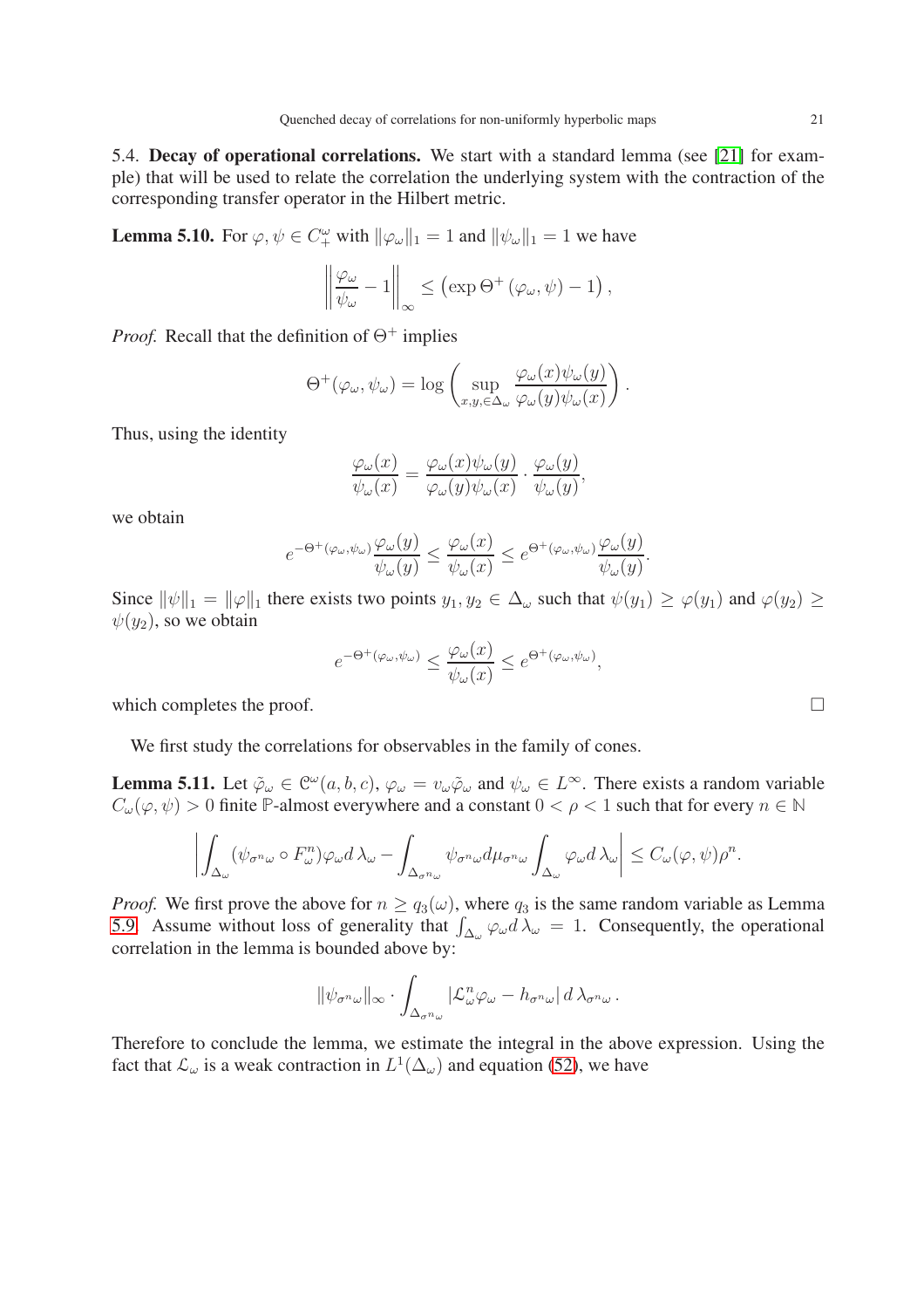5.4. **Decay of operational correlations.** We start with a standard lemma (see [21] for example) that will be used to relate the correlation the underlying system with the contraction of the corresponding transfer operator in the Hilbert metric.

**Lemma 5.10.** For $\varphi, \psi \in C_+^\omega$ with $\|\varphi_\omega\|_1 = 1$ and $\|\psi_\omega\|_1 = 1$ we have

$$\left\| \frac{\varphi_\omega}{\psi_\omega} - 1 \right\|_\infty \leq \left( \exp \Theta^+ (\varphi_\omega, \psi) - 1 \right),$$

*Proof.* Recall that the definition of $\Theta^+$ implies

$$\Theta^+(\varphi_\omega, \psi_\omega) = \log \left( \sup_{x,y, \in \Delta_\omega} \frac{\varphi_\omega(x)\psi_\omega(y)}{\varphi_\omega(y)\psi_\omega(x)} \right).$$

Thus, using the identity

$$\frac{\varphi_\omega(x)}{\psi_\omega(x)} = \frac{\varphi_\omega(x)\psi_\omega(y)}{\varphi_\omega(y)\psi_\omega(x)} \cdot \frac{\varphi_\omega(y)}{\psi_\omega(y)},$$

we obtain

$$e^{-\Theta^+(\varphi_\omega, \psi_\omega)} \frac{\varphi_\omega(y)}{\psi_\omega(y)} \leq \frac{\varphi_\omega(x)}{\psi_\omega(x)} \leq e^{\Theta^+(\varphi_\omega, \psi_\omega)} \frac{\varphi_\omega(y)}{\psi_\omega(y)}.$$

Since $\|\psi\|_1 = \|\varphi\|_1$ there exists two points $y_1, y_2 \in \Delta_\omega$ such that $\psi(y_1) \geq \varphi(y_1)$ and $\varphi(y_2) \geq \psi(y_2)$, so we obtain

$$e^{-\Theta^+(\varphi_\omega, \psi_\omega)} \leq \frac{\varphi_\omega(x)}{\psi_\omega(x)} \leq e^{\Theta^+(\varphi_\omega, \psi_\omega)},$$

which completes the proof. □

We first study the correlations for observables in the family of cones.

**Lemma 5.11.** Let $\tilde{\varphi}_\omega \in \mathcal{C}^\omega(a, b, c)$, $\varphi_\omega = v_\omega \tilde{\varphi}_\omega$ and $\psi_\omega \in L^\infty$. There exists a random variable $C_\omega(\varphi, \psi) > 0$ finite $\mathbb{P}$-almost everywhere and a constant $0 < \rho < 1$ such that for every $n \in \mathbb{N}$

$$\left| \int_{\Delta_\omega} (\psi_{\sigma^n \omega} \circ F_\omega^n) \varphi_\omega d\, \lambda_\omega - \int_{\Delta_{\sigma^n \omega}} \psi_{\sigma^n \omega} d\mu_{\sigma^n \omega} \int_{\Delta_\omega} \varphi_\omega d\, \lambda_\omega \right| \leq C_\omega(\varphi, \psi) \rho^n.$$

*Proof.* We first prove the above for $n \geq q_3(\omega)$, where $q_3$ is the same random variable as Lemma 5.9. Assume without loss of generality that $\int_{\Delta_\omega} \varphi_\omega d\, \lambda_\omega = 1$. Consequently, the operational correlation in the lemma is bounded above by:

$$\|\psi_{\sigma^n \omega}\|_\infty \cdot \int_{\Delta_{\sigma^n \omega}} |\mathcal{L}_\omega^n \varphi_\omega - h_{\sigma^n \omega}| \, d\, \lambda_{\sigma^n \omega}.$$

Therefore to conclude the lemma, we estimate the integral in the above expression. Using the fact that $\mathcal{L}_\omega$ is a weak contraction in $L^1(\Delta_\omega)$ and equation (52), we have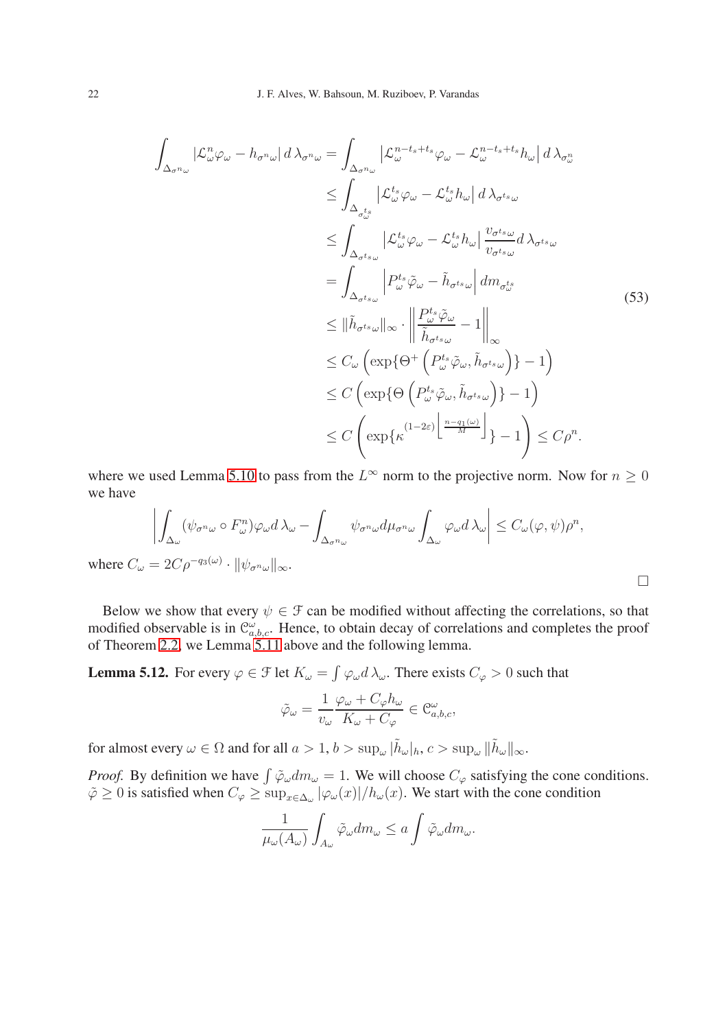$$
\begin{aligned}
\int_{\Delta_{\sigma^n\omega}} |\mathcal{L}^n_\omega \varphi_\omega - h_{\sigma^n\omega}| \, d\lambda_{\sigma^n\omega} &= \int_{\Delta_{\sigma^n\omega}} \left|\mathcal{L}^{n-t_s+t_s}_\omega \varphi_\omega - \mathcal{L}^{n-t_s+t_s}_\omega h_\omega\right| d\lambda_{\sigma^n_\omega} \\
&\le \int_{\Delta_{\sigma^{t_s}_\omega}} \left|\mathcal{L}^{t_s}_\omega \varphi_\omega - \mathcal{L}^{t_s}_\omega h_\omega\right| d\lambda_{\sigma^{t_s}\omega} \\
&\le \int_{\Delta_{\sigma^{t_s}\omega}} \left|\mathcal{L}^{t_s}_\omega \varphi_\omega - \mathcal{L}^{t_s}_\omega h_\omega\right| \frac{v_{\sigma^{t_s}\omega}}{v_{\sigma^{t_s}\omega}} d\lambda_{\sigma^{t_s}\omega} \\
&= \int_{\Delta_{\sigma^{t_s}\omega}} \left|P^{t_s}_\omega \tilde{\varphi}_\omega - \tilde{h}_{\sigma^{t_s}\omega}\right| dm_{\sigma^{t_s}_\omega} \\
&\le \|\tilde{h}_{\sigma^{t_s}\omega}\|_\infty \cdot \left\| \frac{P^{t_s}_\omega \tilde{\varphi}_\omega}{\tilde{h}_{\sigma^{t_s}\omega}} - 1 \right\|_\infty \\
&\le C_\omega \left( \exp\{\Theta^+\left(P^{t_s}_\omega \tilde{\varphi}_\omega, \tilde{h}_{\sigma^{t_s}\omega}\right)\} - 1 \right) \\
&\le C \left( \exp\{\Theta\left(P^{t_s}_\omega \tilde{\varphi}_\omega, \tilde{h}_{\sigma^{t_s}\omega}\right)\} - 1 \right) \\
&\le C \left( \exp\{\kappa^{(1-2\varepsilon)\left\lfloor \frac{n-q_1(\omega)}{M} \right\rfloor}\} - 1 \right) \le C\rho^n.
\end{aligned} \tag{53}
$$

where we used Lemma 5.10 to pass from the $L^\infty$ norm to the projective norm. Now for $n \ge 0$ we have

$$
\left| \int_{\Delta_\omega} (\psi_{\sigma^n\omega} \circ F^n_\omega) \varphi_\omega d\lambda_\omega - \int_{\Delta_{\sigma^n\omega}} \psi_{\sigma^n\omega} d\mu_{\sigma^n\omega} \int_{\Delta_\omega} \varphi_\omega d\lambda_\omega \right| \le C_\omega(\varphi, \psi)\rho^n,
$$

where $C_\omega = 2C\rho^{-q_3(\omega)} \cdot \|\psi_{\sigma^n\omega}\|_\infty$.

□

Below we show that every $\psi \in \mathcal{F}$ can be modified without affecting the correlations, so that modified observable is in $\mathcal{C}^\omega_{a,b,c}$. Hence, to obtain decay of correlations and completes the proof of Theorem 2.2, we Lemma 5.11 above and the following lemma.

**Lemma 5.12.** For every $\varphi \in \mathcal{F}$ let $K_\omega = \int \varphi_\omega d\lambda_\omega$. There exists $C_\varphi > 0$ such that

$$
\tilde{\varphi}_\omega = \frac{1}{v_\omega} \frac{\varphi_\omega + C_\varphi h_\omega}{K_\omega + C_\varphi} \in \mathcal{C}^\omega_{a,b,c},
$$

for almost every $\omega \in \Omega$ and for all $a > 1$, $b > \sup_\omega |\tilde{h}_\omega|_h$, $c > \sup_\omega \|\tilde{h}_\omega\|_\infty$.

*Proof.* By definition we have $\int \tilde{\varphi}_\omega dm_\omega = 1$. We will choose $C_\varphi$ satisfying the cone conditions. $\tilde{\varphi} \ge 0$ is satisfied when $C_\varphi \ge \sup_{x\in\Delta_\omega} |\varphi_\omega(x)|/h_\omega(x)$. We start with the cone condition

$$
\frac{1}{\mu_\omega(A_\omega)} \int_{A_\omega} \tilde{\varphi}_\omega dm_\omega \le a \int \tilde{\varphi}_\omega dm_\omega.
$$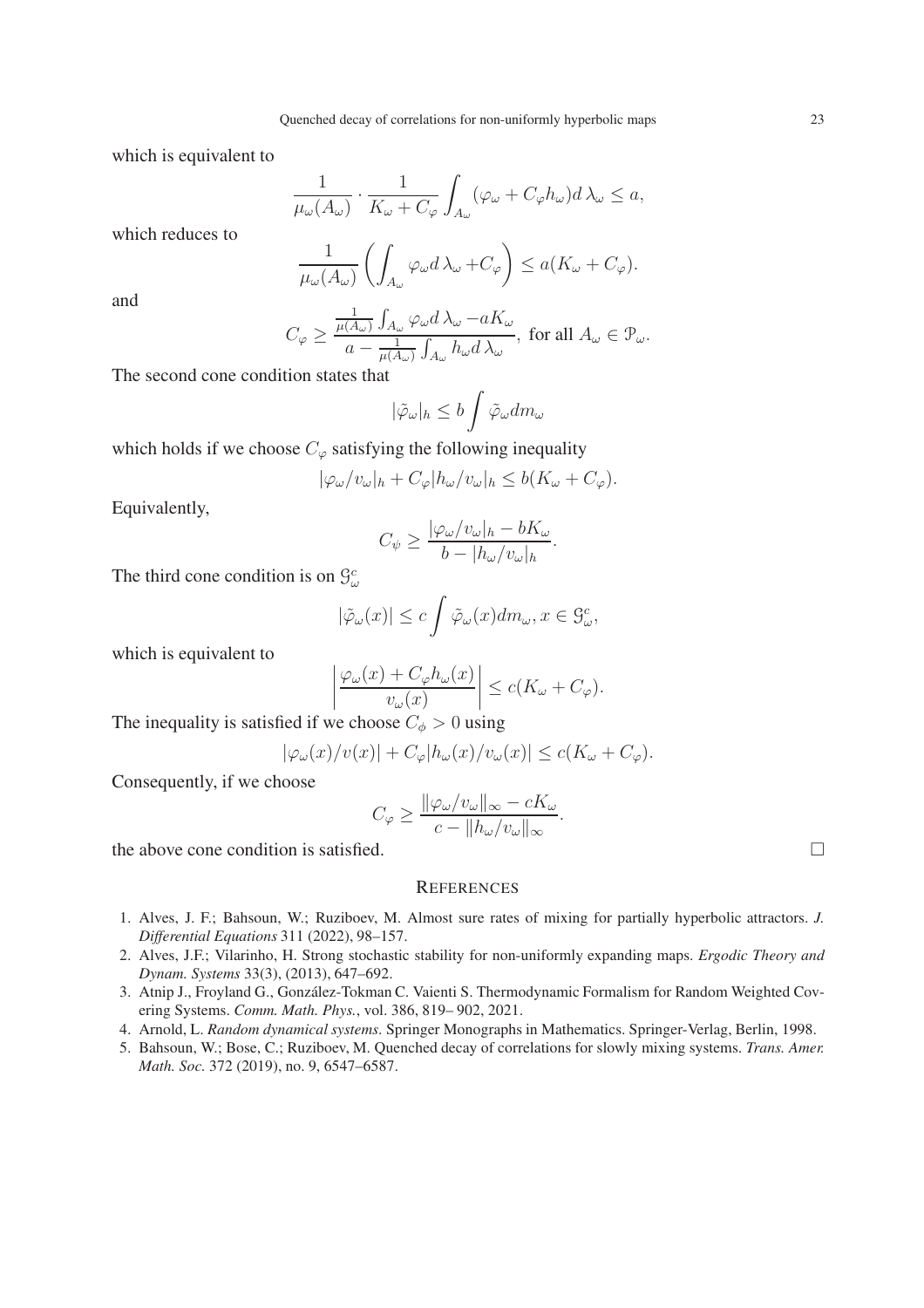which is equivalent to

$$\frac{1}{\mu_\omega(A_\omega)} \cdot \frac{1}{K_\omega + C_\varphi} \int_{A_\omega} (\varphi_\omega + C_\varphi h_\omega) d\,\lambda_\omega \leq a,$$

which reduces to

$$\frac{1}{\mu_\omega(A_\omega)} \left( \int_{A_\omega} \varphi_\omega d\,\lambda_\omega + C_\varphi \right) \leq a(K_\omega + C_\varphi).$$

and

$$C_\varphi \geq \frac{\frac{1}{\mu(A_\omega)} \int_{A_\omega} \varphi_\omega d\,\lambda_\omega - aK_\omega}{a - \frac{1}{\mu(A_\omega)} \int_{A_\omega} h_\omega d\,\lambda_\omega}, \text{ for all } A_\omega \in \mathcal{P}_\omega.$$

The second cone condition states that

$$|\tilde{\varphi}_\omega|_h \leq b \int \tilde{\varphi}_\omega dm_\omega$$

which holds if we choose $C_\varphi$ satisfying the following inequality

$$|\varphi_\omega / v_\omega|_h + C_\varphi |h_\omega / v_\omega|_h \leq b(K_\omega + C_\varphi).$$

Equivalently,

$$C_\psi \geq \frac{|\varphi_\omega / v_\omega|_h - bK_\omega}{b - |h_\omega / v_\omega|_h}.$$

The third cone condition is on $\mathcal{G}^c_\omega$

$$|\tilde{\varphi}_\omega(x)| \leq c \int \tilde{\varphi}_\omega(x) dm_\omega, x \in \mathcal{G}^c_\omega,$$

which is equivalent to

$$\left| \frac{\varphi_\omega(x) + C_\varphi h_\omega(x)}{v_\omega(x)} \right| \leq c(K_\omega + C_\varphi).$$

The inequality is satisfied if we choose $C_\phi > 0$ using

$$|\varphi_\omega(x)/v(x)| + C_\varphi |h_\omega(x)/v_\omega(x)| \leq c(K_\omega + C_\varphi).$$

Consequently, if we choose

$$C_\varphi \geq \frac{\|\varphi_\omega / v_\omega\|_\infty - cK_\omega}{c - \|h_\omega / v_\omega\|_\infty}.$$

the above cone condition is satisfied. □

## REFERENCES

1. Alves, J. F.; Bahsoun, W.; Ruziboev, M. Almost sure rates of mixing for partially hyperbolic attractors. *J. Differential Equations* 311 (2022), 98–157.
2. Alves, J.F.; Vilarinho, H. Strong stochastic stability for non-uniformly expanding maps. *Ergodic Theory and Dynam. Systems* 33(3), (2013), 647–692.
3. Atnip J., Froyland G., González-Tokman C. Vaienti S. Thermodynamic Formalism for Random Weighted Covering Systems. *Comm. Math. Phys.*, vol. 386, 819– 902, 2021.
4. Arnold, L. *Random dynamical systems*. Springer Monographs in Mathematics. Springer-Verlag, Berlin, 1998.
5. Bahsoun, W.; Bose, C.; Ruziboev, M. Quenched decay of correlations for slowly mixing systems. *Trans. Amer. Math. Soc.* 372 (2019), no. 9, 6547–6587.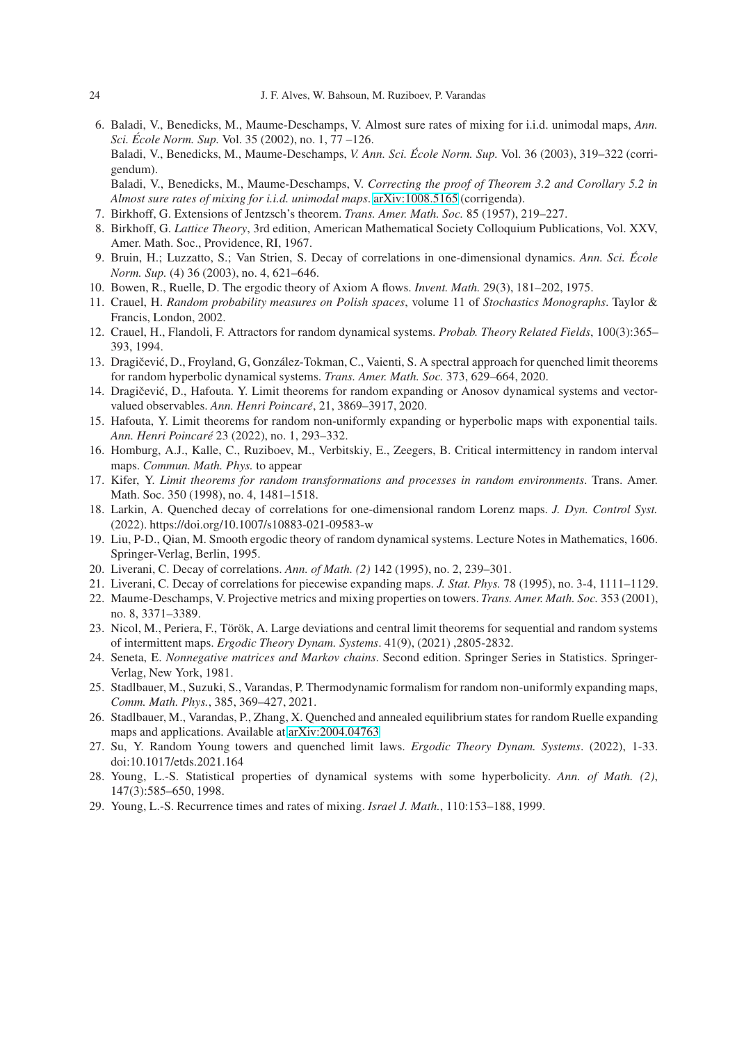6. Baladi, V., Benedicks, M., Maume-Deschamps, V. Almost sure rates of mixing for i.i.d. unimodal maps, *Ann. Sci. École Norm. Sup.* Vol. 35 (2002), no. 1, 77 –126.
   Baladi, V., Benedicks, M., Maume-Deschamps, *V. Ann. Sci. École Norm. Sup.* Vol. 36 (2003), 319–322 (corrigendum).
   Baladi, V., Benedicks, M., Maume-Deschamps, V. *Correcting the proof of Theorem 3.2 and Corollary 5.2 in Almost sure rates of mixing for i.i.d. unimodal maps*. arXiv:1008.5165 (corrigenda).
7. Birkhoff, G. Extensions of Jentzsch's theorem. *Trans. Amer. Math. Soc.* 85 (1957), 219–227.
8. Birkhoff, G. *Lattice Theory*, 3rd edition, American Mathematical Society Colloquium Publications, Vol. XXV, Amer. Math. Soc., Providence, RI, 1967.
9. Bruin, H.; Luzzatto, S.; Van Strien, S. Decay of correlations in one-dimensional dynamics. *Ann. Sci. École Norm. Sup.* (4) 36 (2003), no. 4, 621–646.
10. Bowen, R., Ruelle, D. The ergodic theory of Axiom A flows. *Invent. Math.* 29(3), 181–202, 1975.
11. Crauel, H. *Random probability measures on Polish spaces*, volume 11 of *Stochastics Monographs*. Taylor & Francis, London, 2002.
12. Crauel, H., Flandoli, F. Attractors for random dynamical systems. *Probab. Theory Related Fields*, 100(3):365–393, 1994.
13. Dragičević, D., Froyland, G, González-Tokman, C., Vaienti, S. A spectral approach for quenched limit theorems for random hyperbolic dynamical systems. *Trans. Amer. Math. Soc.* 373, 629–664, 2020.
14. Dragičević, D., Hafouta. Y. Limit theorems for random expanding or Anosov dynamical systems and vector-valued observables. *Ann. Henri Poincaré*, 21, 3869–3917, 2020.
15. Hafouta, Y. Limit theorems for random non-uniformly expanding or hyperbolic maps with exponential tails. *Ann. Henri Poincaré* 23 (2022), no. 1, 293–332.
16. Homburg, A.J., Kalle, C., Ruziboev, M., Verbitskiy, E., Zeegers, B. Critical intermittency in random interval maps. *Commun. Math. Phys.* to appear
17. Kifer, Y. *Limit theorems for random transformations and processes in random environments*. Trans. Amer. Math. Soc. 350 (1998), no. 4, 1481–1518.
18. Larkin, A. Quenched decay of correlations for one-dimensional random Lorenz maps. *J. Dyn. Control Syst.* (2022). https://doi.org/10.1007/s10883-021-09583-w
19. Liu, P-D., Qian, M. Smooth ergodic theory of random dynamical systems. Lecture Notes in Mathematics, 1606. Springer-Verlag, Berlin, 1995.
20. Liverani, C. Decay of correlations. *Ann. of Math. (2)* 142 (1995), no. 2, 239–301.
21. Liverani, C. Decay of correlations for piecewise expanding maps. *J. Stat. Phys.* 78 (1995), no. 3-4, 1111–1129.
22. Maume-Deschamps, V. Projective metrics and mixing properties on towers. *Trans. Amer. Math. Soc.* 353 (2001), no. 8, 3371–3389.
23. Nicol, M., Periera, F., Török, A. Large deviations and central limit theorems for sequential and random systems of intermittent maps. *Ergodic Theory Dynam. Systems*. 41(9), (2021) ,2805-2832.
24. Seneta, E. *Nonnegative matrices and Markov chains*. Second edition. Springer Series in Statistics. Springer-Verlag, New York, 1981.
25. Stadlbauer, M., Suzuki, S., Varandas, P. Thermodynamic formalism for random non-uniformly expanding maps, *Comm. Math. Phys.*, 385, 369–427, 2021.
26. Stadlbauer, M., Varandas, P., Zhang, X. Quenched and annealed equilibrium states for random Ruelle expanding maps and applications. Available at arXiv:2004.04763
27. Su, Y. Random Young towers and quenched limit laws. *Ergodic Theory Dynam. Systems*. (2022), 1-33. doi:10.1017/etds.2021.164
28. Young, L.-S. Statistical properties of dynamical systems with some hyperbolicity. *Ann. of Math. (2)*, 147(3):585–650, 1998.
29. Young, L.-S. Recurrence times and rates of mixing. *Israel J. Math.*, 110:153–188, 1999.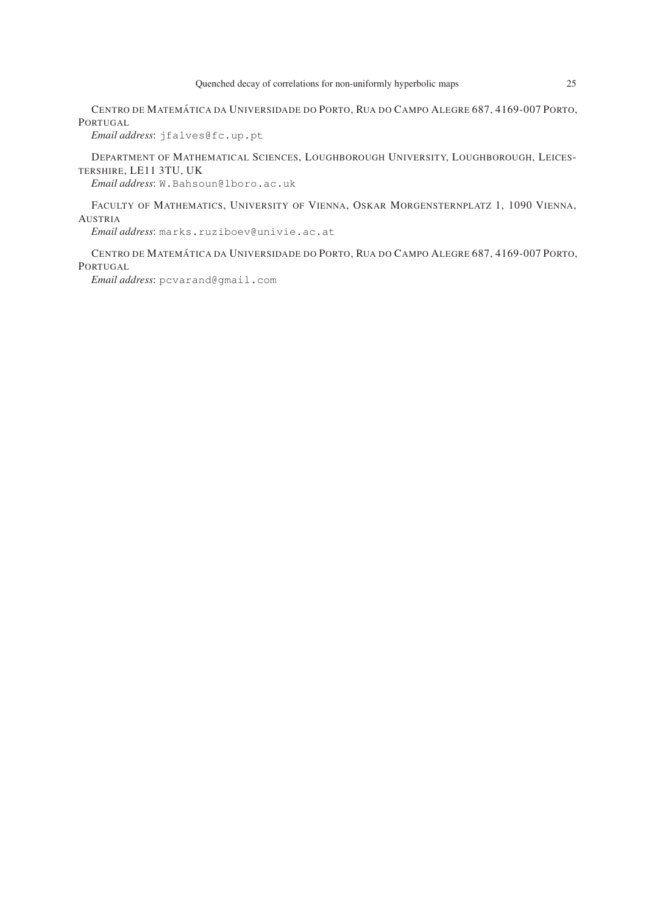Centro de Matemática da Universidade do Porto, Rua do Campo Alegre 687, 4169-007 Porto, Portugal

*Email address*: jfalves@fc.up.pt

Department of Mathematical Sciences, Loughborough University, Loughborough, Leicestershire, LE11 3TU, UK

*Email address*: W.Bahsoun@lboro.ac.uk

Faculty of Mathematics, University of Vienna, Oskar Morgensternplatz 1, 1090 Vienna, Austria

*Email address*: marks.ruziboev@univie.ac.at

Centro de Matemática da Universidade do Porto, Rua do Campo Alegre 687, 4169-007 Porto, Portugal

*Email address*: pcvarand@gmail.com